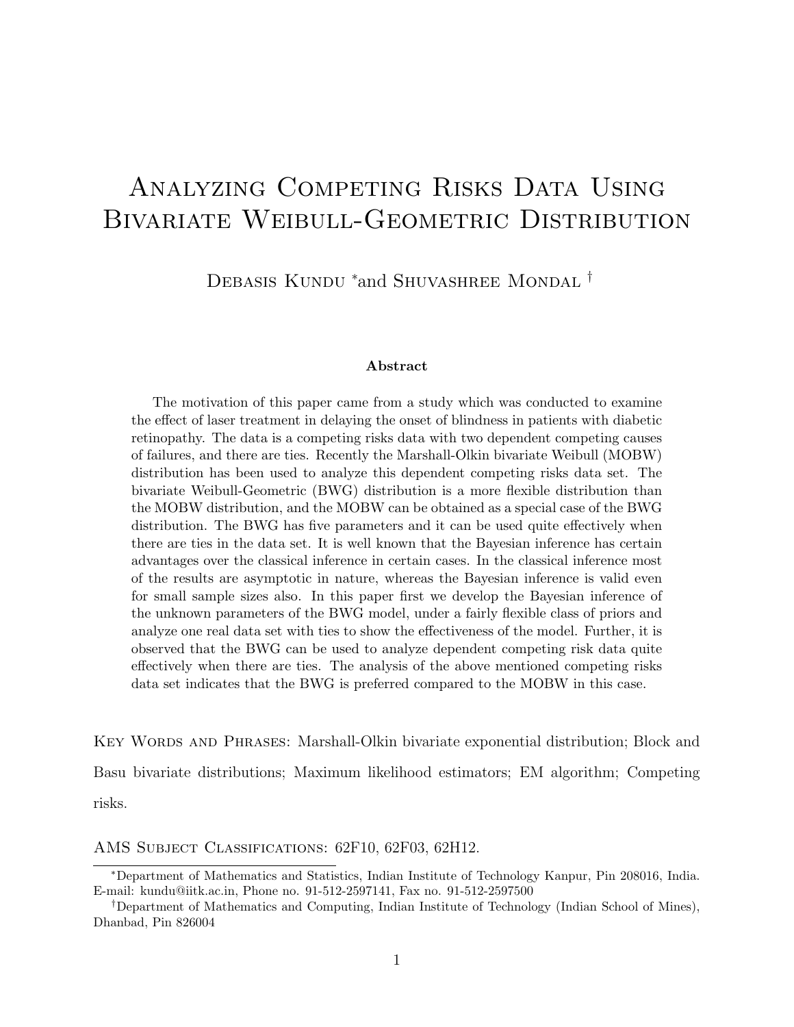# Analyzing Competing Risks Data Using Bivariate Weibull-Geometric Distribution

Debasis Kundu [*] and Shuvashree Mondal [†]

### Abstract

The motivation of this paper came from a study which was conducted to examine the effect of laser treatment in delaying the onset of blindness in patients with diabetic retinopathy. The data is a competing risks data with two dependent competing causes of failures, and there are ties. Recently the Marshall-Olkin bivariate Weibull (MOBW) distribution has been used to analyze this dependent competing risks data set. The bivariate Weibull-Geometric (BWG) distribution is a more flexible distribution than the MOBW distribution, and the MOBW can be obtained as a special case of the BWG distribution. The BWG has five parameters and it can be used quite effectively when there are ties in the data set. It is well known that the Bayesian inference has certain advantages over the classical inference in certain cases. In the classical inference most of the results are asymptotic in nature, whereas the Bayesian inference is valid even for small sample sizes also. In this paper first we develop the Bayesian inference of the unknown parameters of the BWG model, under a fairly flexible class of priors and analyze one real data set with ties to show the effectiveness of the model. Further, it is observed that the BWG can be used to analyze dependent competing risk data quite effectively when there are ties. The analysis of the above mentioned competing risks data set indicates that the BWG is preferred compared to the MOBW in this case.

Key Words and Phrases: Marshall-Olkin bivariate exponential distribution; Block and Basu bivariate distributions; Maximum likelihood estimators; EM algorithm; Competing risks.

AMS Subject Classifications: 62F10, 62F03, 62H12.

---

[*] Department of Mathematics and Statistics, Indian Institute of Technology Kanpur, Pin 208016, India. E-mail: kundu@iitk.ac.in, Phone no. 91-512-2597141, Fax no. 91-512-2597500

[†] Department of Mathematics and Computing, Indian Institute of Technology (Indian School of Mines), Dhanbad, Pin 826004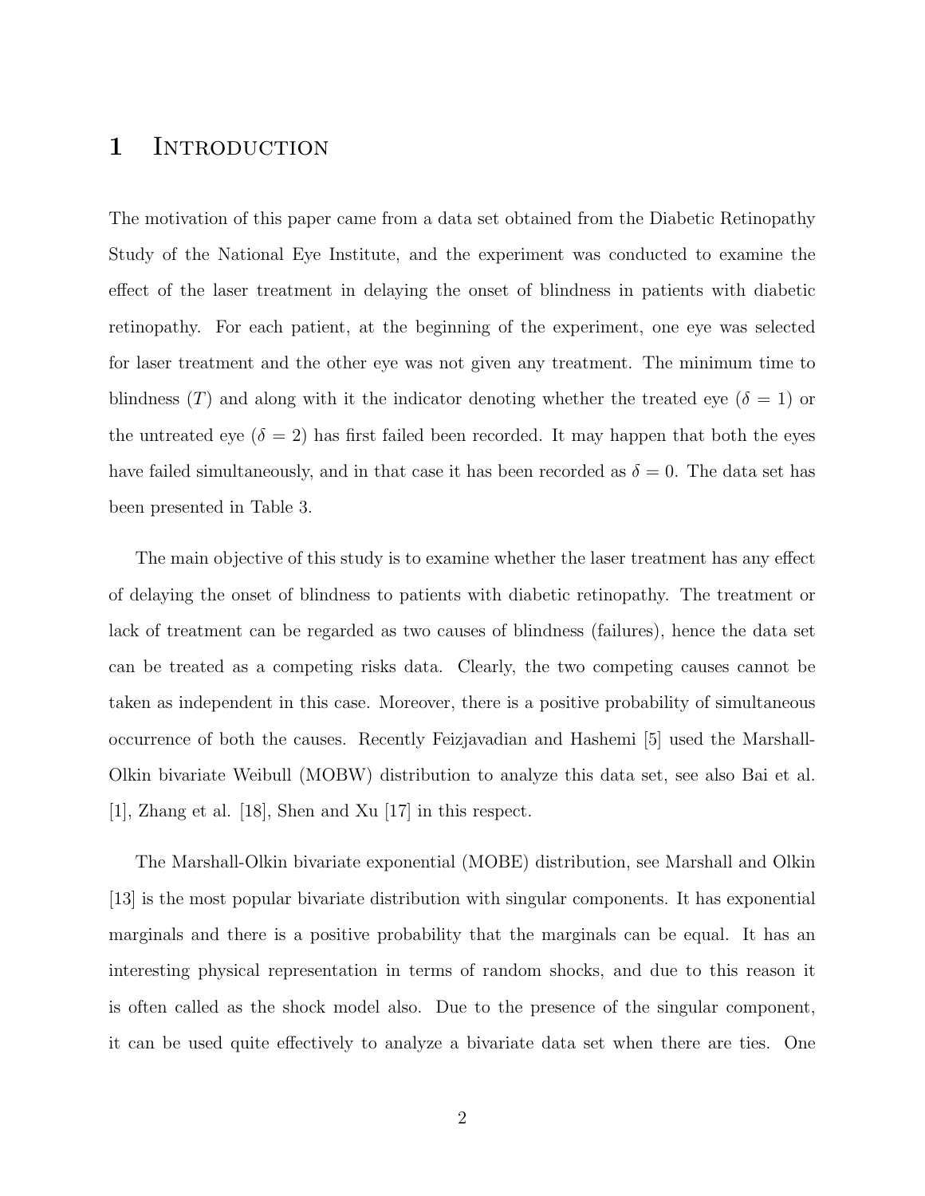# 1 Introduction

The motivation of this paper came from a data set obtained from the Diabetic Retinopathy Study of the National Eye Institute, and the experiment was conducted to examine the effect of the laser treatment in delaying the onset of blindness in patients with diabetic retinopathy. For each patient, at the beginning of the experiment, one eye was selected for laser treatment and the other eye was not given any treatment. The minimum time to blindness ($T$) and along with it the indicator denoting whether the treated eye ($\delta = 1$) or the untreated eye ($\delta = 2$) has first failed been recorded. It may happen that both the eyes have failed simultaneously, and in that case it has been recorded as $\delta = 0$. The data set has been presented in Table 3.

The main objective of this study is to examine whether the laser treatment has any effect of delaying the onset of blindness to patients with diabetic retinopathy. The treatment or lack of treatment can be regarded as two causes of blindness (failures), hence the data set can be treated as a competing risks data. Clearly, the two competing causes cannot be taken as independent in this case. Moreover, there is a positive probability of simultaneous occurrence of both the causes. Recently Feizjavadian and Hashemi [5] used the Marshall-Olkin bivariate Weibull (MOBW) distribution to analyze this data set, see also Bai et al. [1], Zhang et al. [18], Shen and Xu [17] in this respect.

The Marshall-Olkin bivariate exponential (MOBE) distribution, see Marshall and Olkin [13] is the most popular bivariate distribution with singular components. It has exponential marginals and there is a positive probability that the marginals can be equal. It has an interesting physical representation in terms of random shocks, and due to this reason it is often called as the shock model also. Due to the presence of the singular component, it can be used quite effectively to analyze a bivariate data set when there are ties. One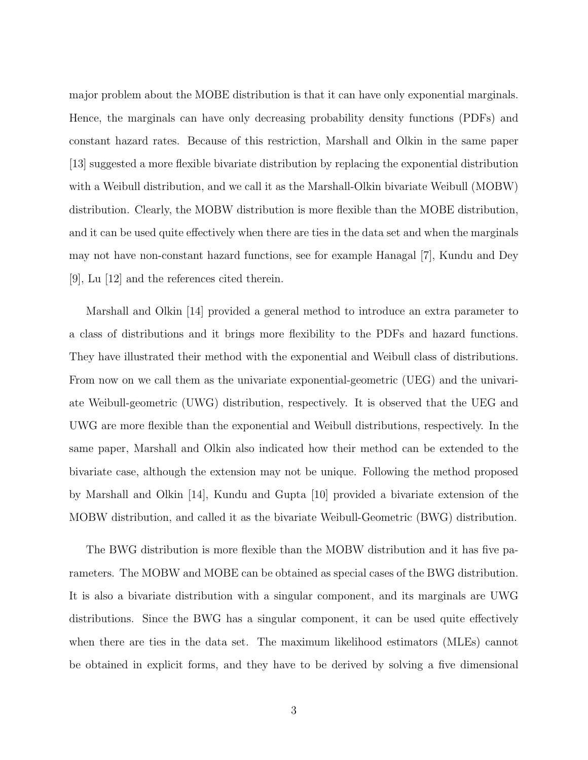major problem about the MOBE distribution is that it can have only exponential marginals. Hence, the marginals can have only decreasing probability density functions (PDFs) and constant hazard rates. Because of this restriction, Marshall and Olkin in the same paper [13] suggested a more flexible bivariate distribution by replacing the exponential distribution with a Weibull distribution, and we call it as the Marshall-Olkin bivariate Weibull (MOBW) distribution. Clearly, the MOBW distribution is more flexible than the MOBE distribution, and it can be used quite effectively when there are ties in the data set and when the marginals may not have non-constant hazard functions, see for example Hanagal [7], Kundu and Dey [9], Lu [12] and the references cited therein.

Marshall and Olkin [14] provided a general method to introduce an extra parameter to a class of distributions and it brings more flexibility to the PDFs and hazard functions. They have illustrated their method with the exponential and Weibull class of distributions. From now on we call them as the univariate exponential-geometric (UEG) and the univariate Weibull-geometric (UWG) distribution, respectively. It is observed that the UEG and UWG are more flexible than the exponential and Weibull distributions, respectively. In the same paper, Marshall and Olkin also indicated how their method can be extended to the bivariate case, although the extension may not be unique. Following the method proposed by Marshall and Olkin [14], Kundu and Gupta [10] provided a bivariate extension of the MOBW distribution, and called it as the bivariate Weibull-Geometric (BWG) distribution.

The BWG distribution is more flexible than the MOBW distribution and it has five parameters. The MOBW and MOBE can be obtained as special cases of the BWG distribution. It is also a bivariate distribution with a singular component, and its marginals are UWG distributions. Since the BWG has a singular component, it can be used quite effectively when there are ties in the data set. The maximum likelihood estimators (MLEs) cannot be obtained in explicit forms, and they have to be derived by solving a five dimensional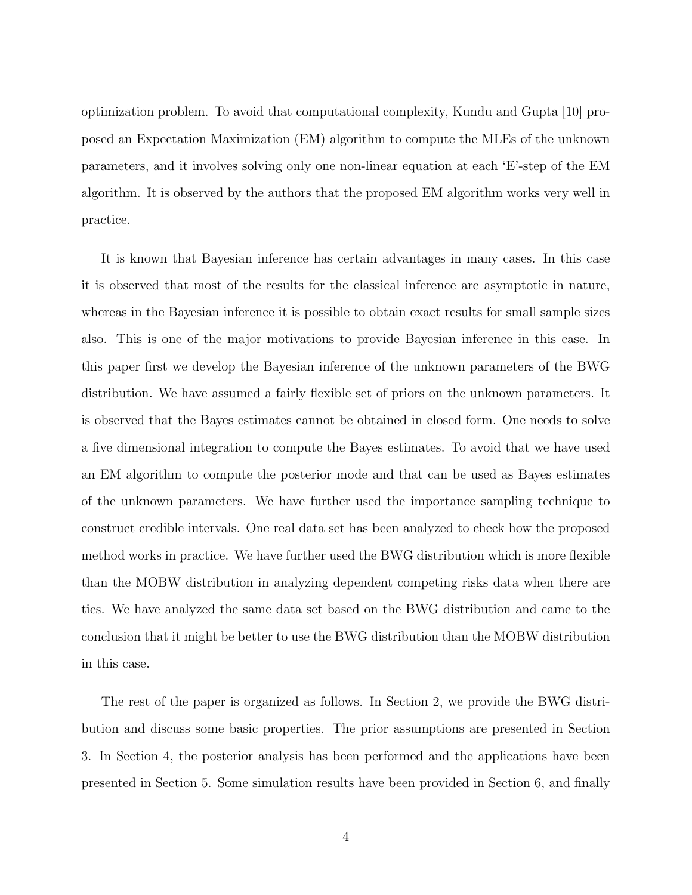optimization problem. To avoid that computational complexity, Kundu and Gupta [10] proposed an Expectation Maximization (EM) algorithm to compute the MLEs of the unknown parameters, and it involves solving only one non-linear equation at each 'E'-step of the EM algorithm. It is observed by the authors that the proposed EM algorithm works very well in practice.

It is known that Bayesian inference has certain advantages in many cases. In this case it is observed that most of the results for the classical inference are asymptotic in nature, whereas in the Bayesian inference it is possible to obtain exact results for small sample sizes also. This is one of the major motivations to provide Bayesian inference in this case. In this paper first we develop the Bayesian inference of the unknown parameters of the BWG distribution. We have assumed a fairly flexible set of priors on the unknown parameters. It is observed that the Bayes estimates cannot be obtained in closed form. One needs to solve a five dimensional integration to compute the Bayes estimates. To avoid that we have used an EM algorithm to compute the posterior mode and that can be used as Bayes estimates of the unknown parameters. We have further used the importance sampling technique to construct credible intervals. One real data set has been analyzed to check how the proposed method works in practice. We have further used the BWG distribution which is more flexible than the MOBW distribution in analyzing dependent competing risks data when there are ties. We have analyzed the same data set based on the BWG distribution and came to the conclusion that it might be better to use the BWG distribution than the MOBW distribution in this case.

The rest of the paper is organized as follows. In Section 2, we provide the BWG distribution and discuss some basic properties. The prior assumptions are presented in Section 3. In Section 4, the posterior analysis has been performed and the applications have been presented in Section 5. Some simulation results have been provided in Section 6, and finally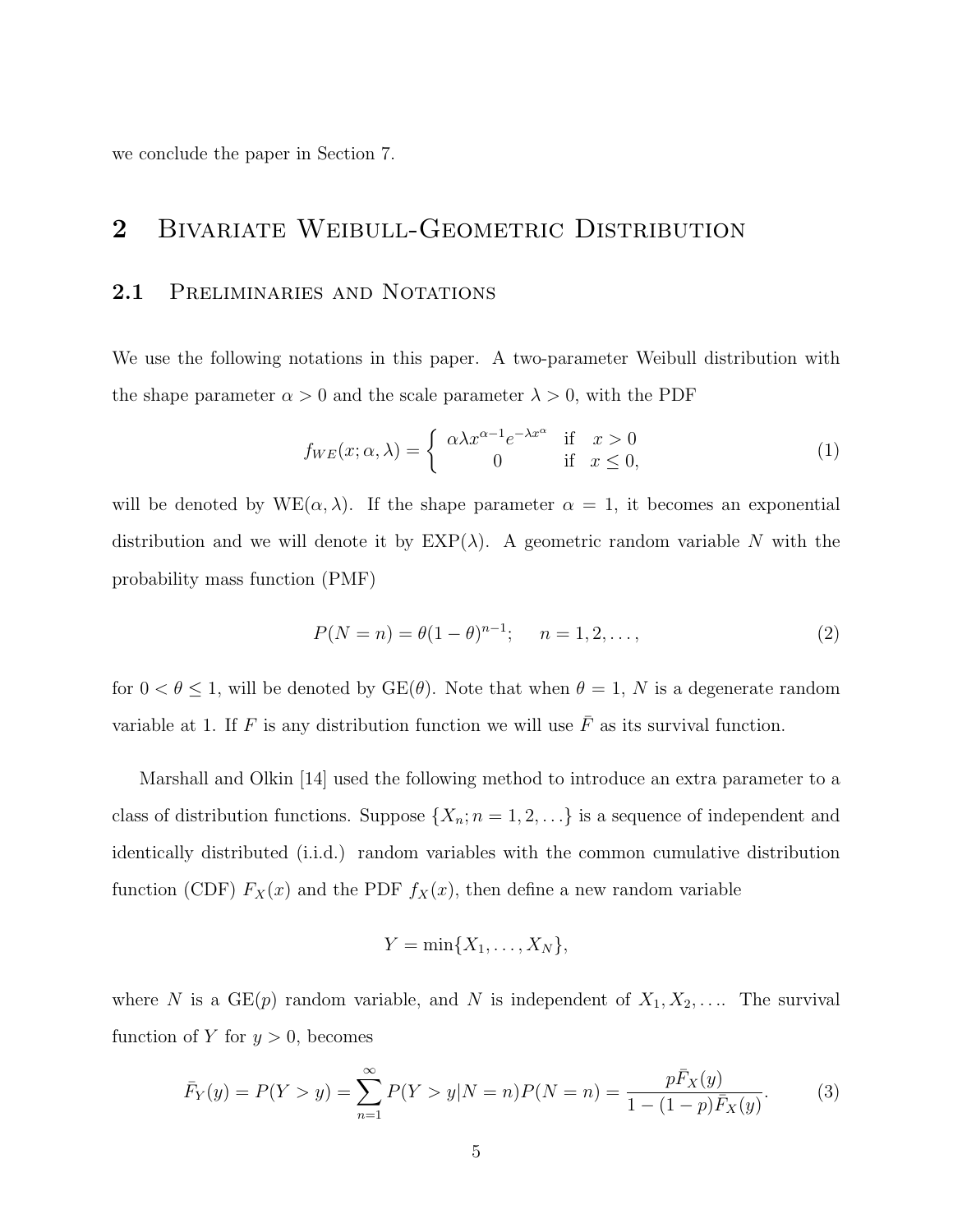we conclude the paper in Section 7.

# 2 Bivariate Weibull-Geometric Distribution

## 2.1 Preliminaries and Notations

We use the following notations in this paper. A two-parameter Weibull distribution with the shape parameter $\alpha > 0$ and the scale parameter $\lambda > 0$, with the PDF

$$f_{WE}(x; \alpha, \lambda) = \begin{cases} \alpha \lambda x^{\alpha - 1} e^{-\lambda x^{\alpha}} & \text{if} \quad x > 0 \\ 0 & \text{if} \quad x \leq 0, \end{cases} \tag{1}$$

will be denoted by WE$(\alpha, \lambda)$. If the shape parameter $\alpha = 1$, it becomes an exponential distribution and we will denote it by EXP$(\lambda)$. A geometric random variable $N$ with the probability mass function (PMF)

$$P(N = n) = \theta(1 - \theta)^{n-1}; \qquad n = 1, 2, \ldots, \tag{2}$$

for $0 < \theta \leq 1$, will be denoted by GE$(\theta)$. Note that when $\theta = 1$, $N$ is a degenerate random variable at 1. If $F$ is any distribution function we will use $\bar{F}$ as its survival function.

Marshall and Olkin [14] used the following method to introduce an extra parameter to a class of distribution functions. Suppose $\{X_n; n = 1, 2, \ldots\}$ is a sequence of independent and identically distributed (i.i.d.) random variables with the common cumulative distribution function (CDF) $F_X(x)$ and the PDF $f_X(x)$, then define a new random variable

$$Y = \min\{X_1, \ldots, X_N\},$$

where $N$ is a GE$(p)$ random variable, and $N$ is independent of $X_1, X_2, \ldots$. The survival function of $Y$ for $y > 0$, becomes

$$\bar{F}_Y(y) = P(Y > y) = \sum_{n=1}^{\infty} P(Y > y | N = n) P(N = n) = \frac{p \bar{F}_X(y)}{1 - (1 - p)\bar{F}_X(y)}. \tag{3}$$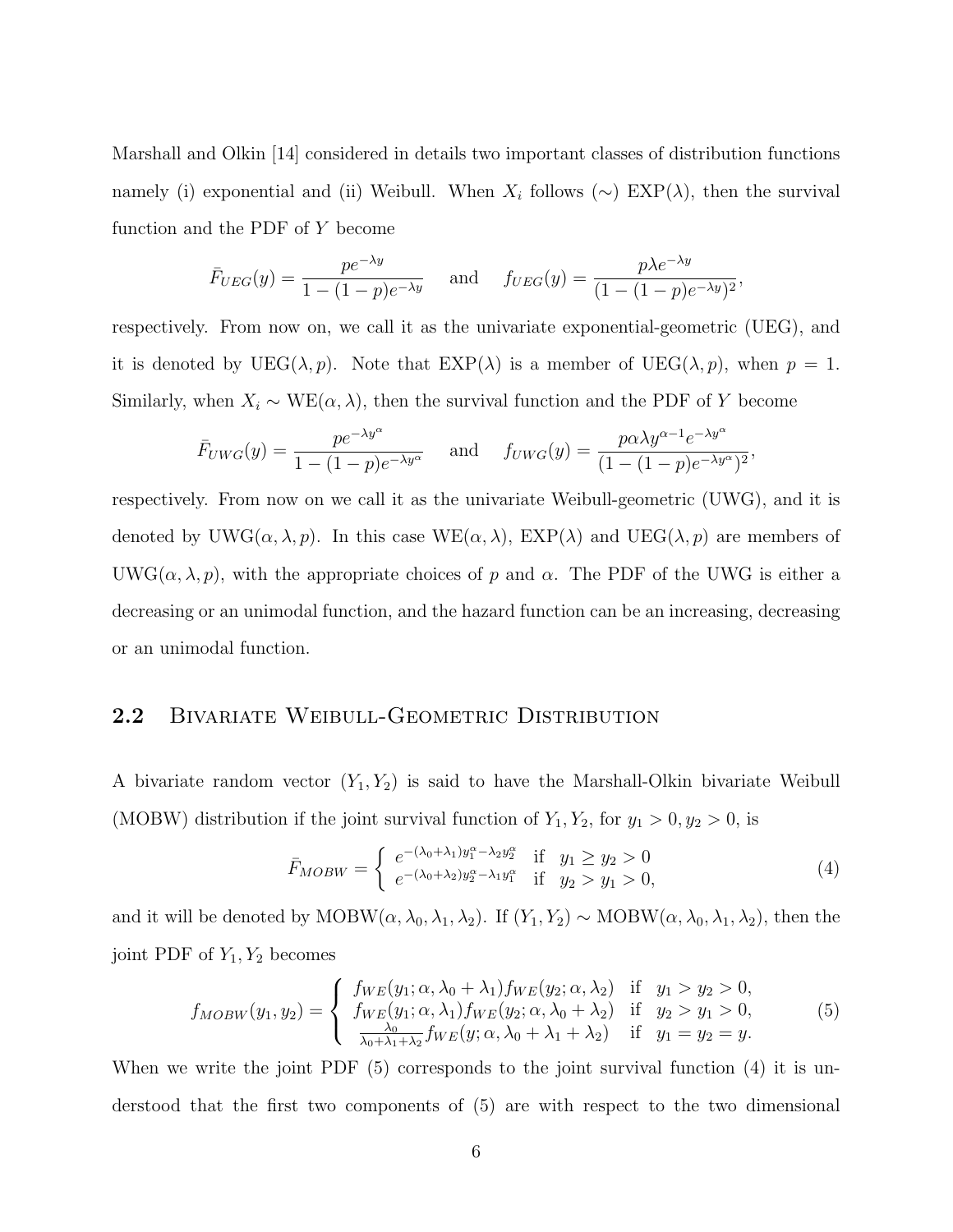Marshall and Olkin [14] considered in details two important classes of distribution functions namely (i) exponential and (ii) Weibull. When $X_i$ follows ($\sim$) EXP($\lambda$), then the survival function and the PDF of $Y$ become

$$\bar{F}_{UEG}(y) = \frac{pe^{-\lambda y}}{1-(1-p)e^{-\lambda y}} \quad \text{and} \quad f_{UEG}(y) = \frac{p\lambda e^{-\lambda y}}{(1-(1-p)e^{-\lambda y})^2},$$

respectively. From now on, we call it as the univariate exponential-geometric (UEG), and it is denoted by UEG($\lambda, p$). Note that EXP($\lambda$) is a member of UEG($\lambda, p$), when $p = 1$. Similarly, when $X_i \sim$ WE($\alpha, \lambda$), then the survival function and the PDF of $Y$ become

$$\bar{F}_{UWG}(y) = \frac{pe^{-\lambda y^{\alpha}}}{1-(1-p)e^{-\lambda y^{\alpha}}} \quad \text{and} \quad f_{UWG}(y) = \frac{p\alpha\lambda y^{\alpha-1} e^{-\lambda y^{\alpha}}}{(1-(1-p)e^{-\lambda y^{\alpha}})^2},$$

respectively. From now on we call it as the univariate Weibull-geometric (UWG), and it is denoted by UWG($\alpha, \lambda, p$). In this case WE($\alpha, \lambda$), EXP($\lambda$) and UEG($\lambda, p$) are members of UWG($\alpha, \lambda, p$), with the appropriate choices of $p$ and $\alpha$. The PDF of the UWG is either a decreasing or an unimodal function, and the hazard function can be an increasing, decreasing or an unimodal function.

## 2.2 Bivariate Weibull-Geometric Distribution

A bivariate random vector $(Y_1, Y_2)$ is said to have the Marshall-Olkin bivariate Weibull (MOBW) distribution if the joint survival function of $Y_1, Y_2$, for $y_1 > 0, y_2 > 0$, is

$$\bar{F}_{MOBW} = \begin{cases} e^{-(\lambda_0+\lambda_1)y_1^{\alpha}-\lambda_2 y_2^{\alpha}} & \text{if} \quad y_1 \geq y_2 > 0 \\ e^{-(\lambda_0+\lambda_2)y_2^{\alpha}-\lambda_1 y_1^{\alpha}} & \text{if} \quad y_2 > y_1 > 0, \end{cases} \tag{4}$$

and it will be denoted by MOBW($\alpha, \lambda_0, \lambda_1, \lambda_2$). If $(Y_1, Y_2) \sim$ MOBW($\alpha, \lambda_0, \lambda_1, \lambda_2$), then the joint PDF of $Y_1, Y_2$ becomes

$$f_{MOBW}(y_1, y_2) = \begin{cases} f_{WE}(y_1; \alpha, \lambda_0+\lambda_1) f_{WE}(y_2; \alpha, \lambda_2) & \text{if} \quad y_1 > y_2 > 0, \\ f_{WE}(y_1; \alpha, \lambda_1) f_{WE}(y_2; \alpha, \lambda_0+\lambda_2) & \text{if} \quad y_2 > y_1 > 0, \\ \frac{\lambda_0}{\lambda_0+\lambda_1+\lambda_2} f_{WE}(y; \alpha, \lambda_0+\lambda_1+\lambda_2) & \text{if} \quad y_1 = y_2 = y. \end{cases} \tag{5}$$

When we write the joint PDF (5) corresponds to the joint survival function (4) it is understood that the first two components of (5) are with respect to the two dimensional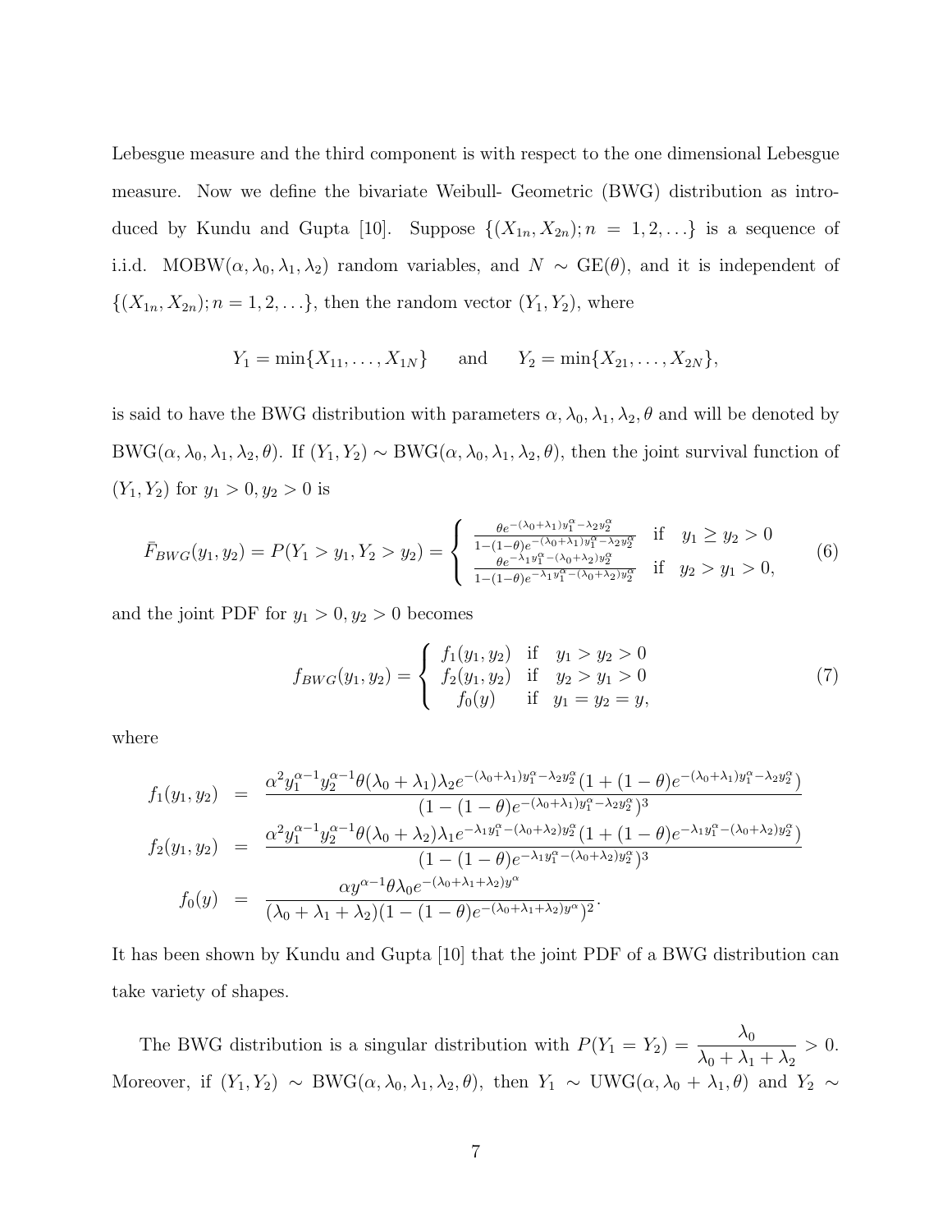Lebesgue measure and the third component is with respect to the one dimensional Lebesgue measure. Now we define the bivariate Weibull- Geometric (BWG) distribution as introduced by Kundu and Gupta [10]. Suppose $\{(X_{1n}, X_{2n}); n = 1, 2, \ldots\}$ is a sequence of i.i.d. MOBW$(\alpha, \lambda_0, \lambda_1, \lambda_2)$ random variables, and $N \sim$ GE$(\theta)$, and it is independent of $\{(X_{1n}, X_{2n}); n = 1, 2, \ldots\}$, then the random vector $(Y_1, Y_2)$, where

$$Y_1 = \min\{X_{11}, \ldots, X_{1N}\} \qquad \text{and} \qquad Y_2 = \min\{X_{21}, \ldots, X_{2N}\},$$

is said to have the BWG distribution with parameters $\alpha, \lambda_0, \lambda_1, \lambda_2, \theta$ and will be denoted by BWG$(\alpha, \lambda_0, \lambda_1, \lambda_2, \theta)$. If $(Y_1, Y_2) \sim$ BWG$(\alpha, \lambda_0, \lambda_1, \lambda_2, \theta)$, then the joint survival function of $(Y_1, Y_2)$ for $y_1 > 0, y_2 > 0$ is

$$\bar{F}_{BWG}(y_1, y_2) = P(Y_1 > y_1, Y_2 > y_2) = \begin{cases} \frac{\theta e^{-(\lambda_0+\lambda_1)y_1^\alpha - \lambda_2 y_2^\alpha}}{1-(1-\theta)e^{-(\lambda_0+\lambda_1)y_1^\alpha - \lambda_2 y_2^\alpha}} & \text{if} \quad y_1 \geq y_2 > 0 \\ \frac{\theta e^{-\lambda_1 y_1^\alpha - (\lambda_0+\lambda_2)y_2^\alpha}}{1-(1-\theta)e^{-\lambda_1 y_1^\alpha - (\lambda_0+\lambda_2)y_2^\alpha}} & \text{if} \quad y_2 > y_1 > 0, \end{cases} \tag{6}$$

and the joint PDF for $y_1 > 0, y_2 > 0$ becomes

$$f_{BWG}(y_1, y_2) = \begin{cases} f_1(y_1, y_2) & \text{if} \quad y_1 > y_2 > 0 \\ f_2(y_1, y_2) & \text{if} \quad y_2 > y_1 > 0 \\ f_0(y) & \text{if} \quad y_1 = y_2 = y, \end{cases} \tag{7}$$

where

$$\begin{aligned} f_1(y_1, y_2) &= \frac{\alpha^2 y_1^{\alpha-1} y_2^{\alpha-1} \theta(\lambda_0+\lambda_1)\lambda_2 e^{-(\lambda_0+\lambda_1)y_1^\alpha - \lambda_2 y_2^\alpha}(1 + (1-\theta)e^{-(\lambda_0+\lambda_1)y_1^\alpha - \lambda_2 y_2^\alpha})}{(1-(1-\theta)e^{-(\lambda_0+\lambda_1)y_1^\alpha - \lambda_2 y_2^\alpha})^3} \\ f_2(y_1, y_2) &= \frac{\alpha^2 y_1^{\alpha-1} y_2^{\alpha-1} \theta(\lambda_0+\lambda_2)\lambda_1 e^{-\lambda_1 y_1^\alpha - (\lambda_0+\lambda_2)y_2^\alpha}(1 + (1-\theta)e^{-\lambda_1 y_1^\alpha - (\lambda_0+\lambda_2)y_2^\alpha})}{(1-(1-\theta)e^{-\lambda_1 y_1^\alpha - (\lambda_0+\lambda_2)y_2^\alpha})^3} \\ f_0(y) &= \frac{\alpha y^{\alpha-1} \theta \lambda_0 e^{-(\lambda_0+\lambda_1+\lambda_2)y^\alpha}}{(\lambda_0+\lambda_1+\lambda_2)(1-(1-\theta)e^{-(\lambda_0+\lambda_1+\lambda_2)y^\alpha})^2}. \end{aligned}$$

It has been shown by Kundu and Gupta [10] that the joint PDF of a BWG distribution can take variety of shapes.

The BWG distribution is a singular distribution with $P(Y_1 = Y_2) = \dfrac{\lambda_0}{\lambda_0 + \lambda_1 + \lambda_2} > 0$. Moreover, if $(Y_1, Y_2) \sim$ BWG$(\alpha, \lambda_0, \lambda_1, \lambda_2, \theta)$, then $Y_1 \sim$ UWG$(\alpha, \lambda_0 + \lambda_1, \theta)$ and $Y_2 \sim$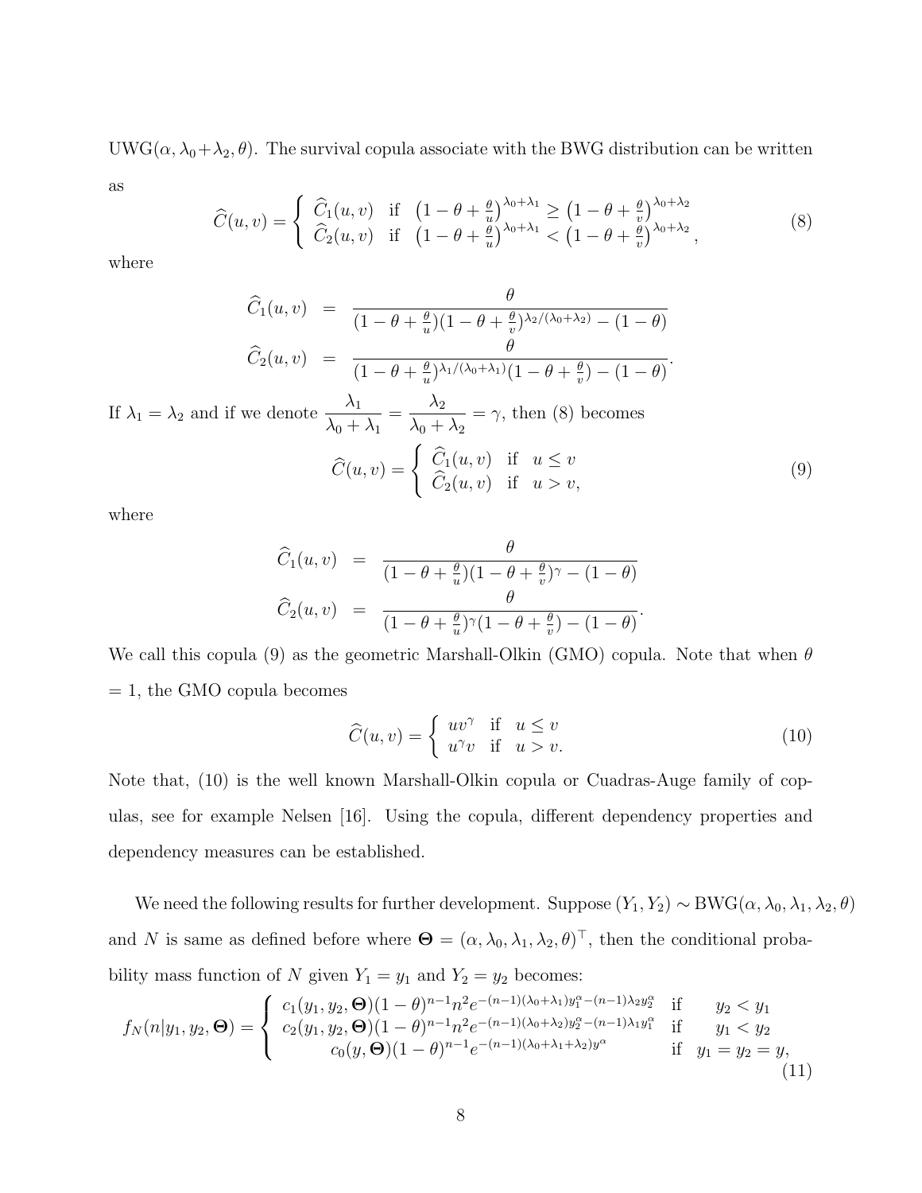UWG($\alpha, \lambda_0+\lambda_2, \theta$). The survival copula associate with the BWG distribution can be written as

$$\widehat{C}(u,v) = \begin{cases} \widehat{C}_1(u,v) & \text{if} \quad \left(1-\theta+\frac{\theta}{u}\right)^{\lambda_0+\lambda_1} \geq \left(1-\theta+\frac{\theta}{v}\right)^{\lambda_0+\lambda_2} \\ \widehat{C}_2(u,v) & \text{if} \quad \left(1-\theta+\frac{\theta}{u}\right)^{\lambda_0+\lambda_1} < \left(1-\theta+\frac{\theta}{v}\right)^{\lambda_0+\lambda_2}, \end{cases} \tag{8}$$

where

$$\begin{aligned} \widehat{C}_1(u,v) &= \frac{\theta}{(1-\theta+\frac{\theta}{u})(1-\theta+\frac{\theta}{v})^{\lambda_2/(\lambda_0+\lambda_2)} - (1-\theta)} \\ \widehat{C}_2(u,v) &= \frac{\theta}{(1-\theta+\frac{\theta}{u})^{\lambda_1/(\lambda_0+\lambda_1)}(1-\theta+\frac{\theta}{v}) - (1-\theta)}. \end{aligned}$$

If $\lambda_1 = \lambda_2$ and if we denote $\dfrac{\lambda_1}{\lambda_0+\lambda_1} = \dfrac{\lambda_2}{\lambda_0+\lambda_2} = \gamma$, then (8) becomes

$$\widehat{C}(u,v) = \begin{cases} \widehat{C}_1(u,v) & \text{if} \quad u \leq v \\ \widehat{C}_2(u,v) & \text{if} \quad u > v, \end{cases} \tag{9}$$

where

$$\begin{aligned} \widehat{C}_1(u,v) &= \frac{\theta}{(1-\theta+\frac{\theta}{u})(1-\theta+\frac{\theta}{v})^{\gamma} - (1-\theta)} \\ \widehat{C}_2(u,v) &= \frac{\theta}{(1-\theta+\frac{\theta}{u})^{\gamma}(1-\theta+\frac{\theta}{v}) - (1-\theta)}. \end{aligned}$$

We call this copula (9) as the geometric Marshall-Olkin (GMO) copula. Note that when $\theta = 1$, the GMO copula becomes

$$\widehat{C}(u,v) = \begin{cases} uv^{\gamma} & \text{if} \quad u \leq v \\ u^{\gamma}v & \text{if} \quad u > v. \end{cases} \tag{10}$$

Note that, (10) is the well known Marshall-Olkin copula or Cuadras-Auge family of copulas, see for example Nelsen [16]. Using the copula, different dependency properties and dependency measures can be established.

We need the following results for further development. Suppose $(Y_1, Y_2) \sim$ BWG$(\alpha, \lambda_0, \lambda_1, \lambda_2, \theta)$ and $N$ is same as defined before where $\mathbf{\Theta} = (\alpha, \lambda_0, \lambda_1, \lambda_2, \theta)^\top$, then the conditional probability mass function of $N$ given $Y_1 = y_1$ and $Y_2 = y_2$ becomes:

$$f_N(n|y_1,y_2,\mathbf{\Theta}) = \begin{cases} c_1(y_1,y_2,\mathbf{\Theta})(1-\theta)^{n-1}n^2 e^{-(n-1)(\lambda_0+\lambda_1)y_1^{\alpha} - (n-1)\lambda_2 y_2^{\alpha}} & \text{if} \quad y_2 < y_1 \\ c_2(y_1,y_2,\mathbf{\Theta})(1-\theta)^{n-1}n^2 e^{-(n-1)(\lambda_0+\lambda_2)y_2^{\alpha} - (n-1)\lambda_1 y_1^{\alpha}} & \text{if} \quad y_1 < y_2 \\ c_0(y,\mathbf{\Theta})(1-\theta)^{n-1} e^{-(n-1)(\lambda_0+\lambda_1+\lambda_2)y^{\alpha}} & \text{if} \quad y_1 = y_2 = y, \end{cases} \tag{11}$$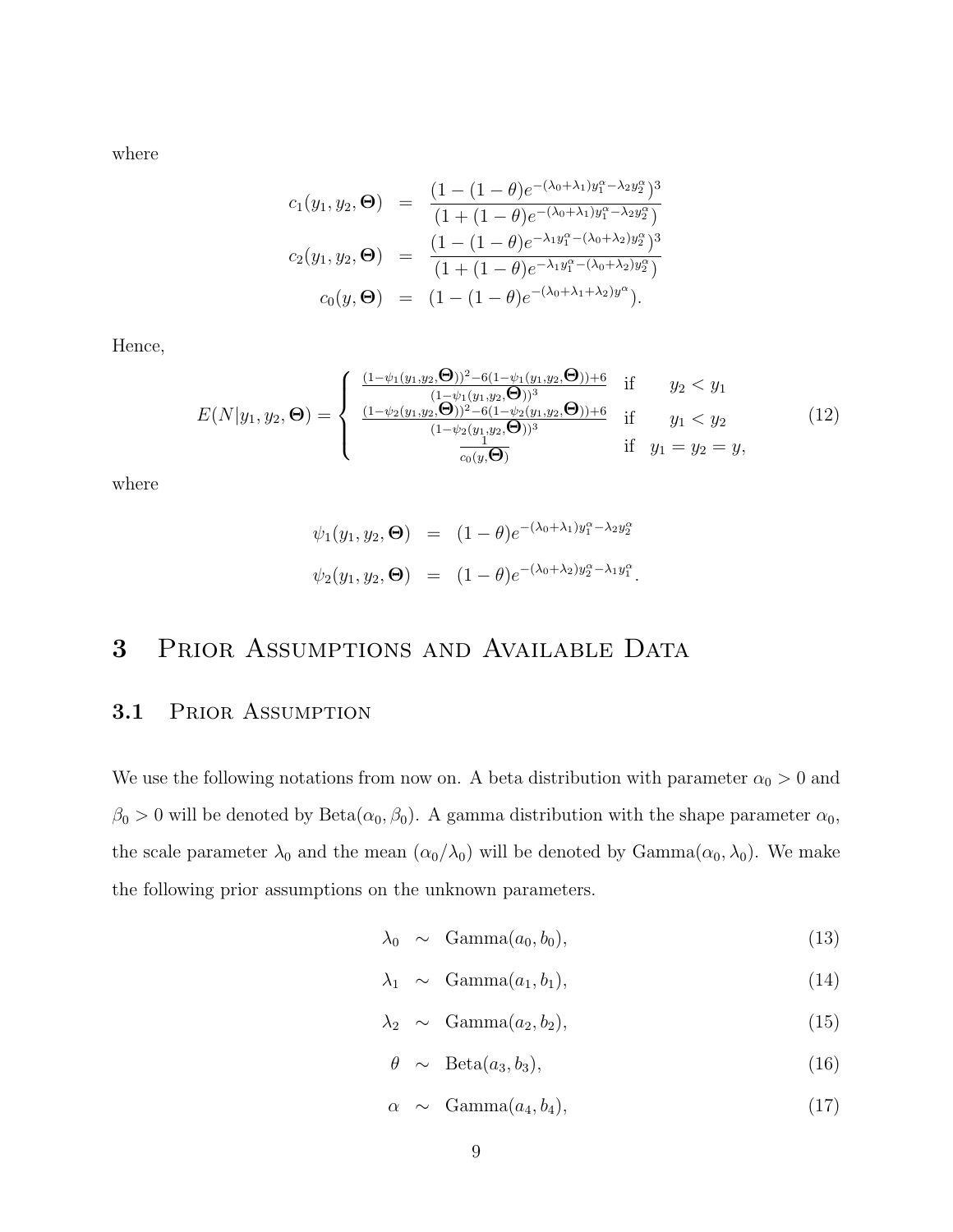where

$$
\begin{aligned}
c_1(y_1, y_2, \boldsymbol{\Theta}) &= \frac{(1-(1-\theta)e^{-(\lambda_0+\lambda_1)y_1^\alpha - \lambda_2 y_2^\alpha})^3}{(1+(1-\theta)e^{-(\lambda_0+\lambda_1)y_1^\alpha - \lambda_2 y_2^\alpha})} \\
c_2(y_1, y_2, \boldsymbol{\Theta}) &= \frac{(1-(1-\theta)e^{-\lambda_1 y_1^\alpha - (\lambda_0+\lambda_2)y_2^\alpha})^3}{(1+(1-\theta)e^{-\lambda_1 y_1^\alpha - (\lambda_0+\lambda_2)y_2^\alpha})} \\
c_0(y, \boldsymbol{\Theta}) &= (1-(1-\theta)e^{-(\lambda_0+\lambda_1+\lambda_2)y^\alpha}).
\end{aligned}
$$

Hence,

$$
E(N|y_1, y_2, \boldsymbol{\Theta}) = \begin{cases} \frac{(1-\psi_1(y_1,y_2,\boldsymbol{\Theta}))^2 - 6(1-\psi_1(y_1,y_2,\boldsymbol{\Theta}))+6}{(1-\psi_1(y_1,y_2,\boldsymbol{\Theta}))^3} & \text{if} \quad y_2 < y_1 \\ \frac{(1-\psi_2(y_1,y_2,\boldsymbol{\Theta}))^2 - 6(1-\psi_2(y_1,y_2,\boldsymbol{\Theta}))+6}{(1-\psi_2(y_1,y_2,\boldsymbol{\Theta}))^3} & \text{if} \quad y_1 < y_2 \\ \frac{1}{c_0(y,\boldsymbol{\Theta})} & \text{if} \quad y_1 = y_2 = y, \end{cases} \tag{12}
$$

where

$$
\begin{aligned}
\psi_1(y_1, y_2, \boldsymbol{\Theta}) &= (1-\theta)e^{-(\lambda_0+\lambda_1)y_1^\alpha - \lambda_2 y_2^\alpha} \\
\psi_2(y_1, y_2, \boldsymbol{\Theta}) &= (1-\theta)e^{-(\lambda_0+\lambda_2)y_2^\alpha - \lambda_1 y_1^\alpha}.
\end{aligned}
$$

# 3 Prior Assumptions and Available Data

## 3.1 Prior Assumption

We use the following notations from now on. A beta distribution with parameter $\alpha_0 > 0$ and $\beta_0 > 0$ will be denoted by Beta$(\alpha_0, \beta_0)$. A gamma distribution with the shape parameter $\alpha_0$, the scale parameter $\lambda_0$ and the mean $(\alpha_0/\lambda_0)$ will be denoted by Gamma$(\alpha_0, \lambda_0)$. We make the following prior assumptions on the unknown parameters.

$$
\lambda_0 \sim \text{Gamma}(a_0, b_0), \tag{13}
$$

$$
\lambda_1 \sim \text{Gamma}(a_1, b_1), \tag{14}
$$

$$
\lambda_2 \sim \text{Gamma}(a_2, b_2), \tag{15}
$$

$$
\theta \sim \text{Beta}(a_3, b_3), \tag{16}
$$

$$
\alpha \sim \text{Gamma}(a_4, b_4), \tag{17}
$$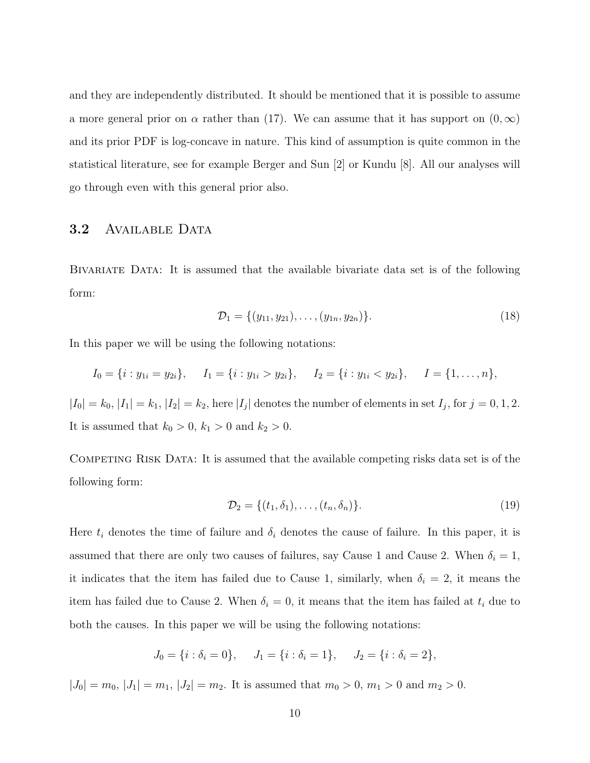and they are independently distributed. It should be mentioned that it is possible to assume a more general prior on $\alpha$ rather than (17). We can assume that it has support on $(0, \infty)$ and its prior PDF is log-concave in nature. This kind of assumption is quite common in the statistical literature, see for example Berger and Sun [2] or Kundu [8]. All our analyses will go through even with this general prior also.

### 3.2 Available Data

Bivariate Data: It is assumed that the available bivariate data set is of the following form:

$$\mathcal{D}_1 = \{(y_{11}, y_{21}), \ldots, (y_{1n}, y_{2n})\}. \tag{18}$$

In this paper we will be using the following notations:

$$I_0 = \{i : y_{1i} = y_{2i}\}, \quad I_1 = \{i : y_{1i} > y_{2i}\}, \quad I_2 = \{i : y_{1i} < y_{2i}\}, \quad I = \{1, \ldots, n\},$$

$|I_0| = k_0$, $|I_1| = k_1$, $|I_2| = k_2$, here $|I_j|$ denotes the number of elements in set $I_j$, for $j = 0, 1, 2$. It is assumed that $k_0 > 0$, $k_1 > 0$ and $k_2 > 0$.

Competing Risk Data: It is assumed that the available competing risks data set is of the following form:

$$\mathcal{D}_2 = \{(t_1, \delta_1), \ldots, (t_n, \delta_n)\}. \tag{19}$$

Here $t_i$ denotes the time of failure and $\delta_i$ denotes the cause of failure. In this paper, it is assumed that there are only two causes of failures, say Cause 1 and Cause 2. When $\delta_i = 1$, it indicates that the item has failed due to Cause 1, similarly, when $\delta_i = 2$, it means the item has failed due to Cause 2. When $\delta_i = 0$, it means that the item has failed at $t_i$ due to both the causes. In this paper we will be using the following notations:

$$J_0 = \{i : \delta_i = 0\}, \quad J_1 = \{i : \delta_i = 1\}, \quad J_2 = \{i : \delta_i = 2\},$$

$|J_0| = m_0$, $|J_1| = m_1$, $|J_2| = m_2$. It is assumed that $m_0 > 0$, $m_1 > 0$ and $m_2 > 0$.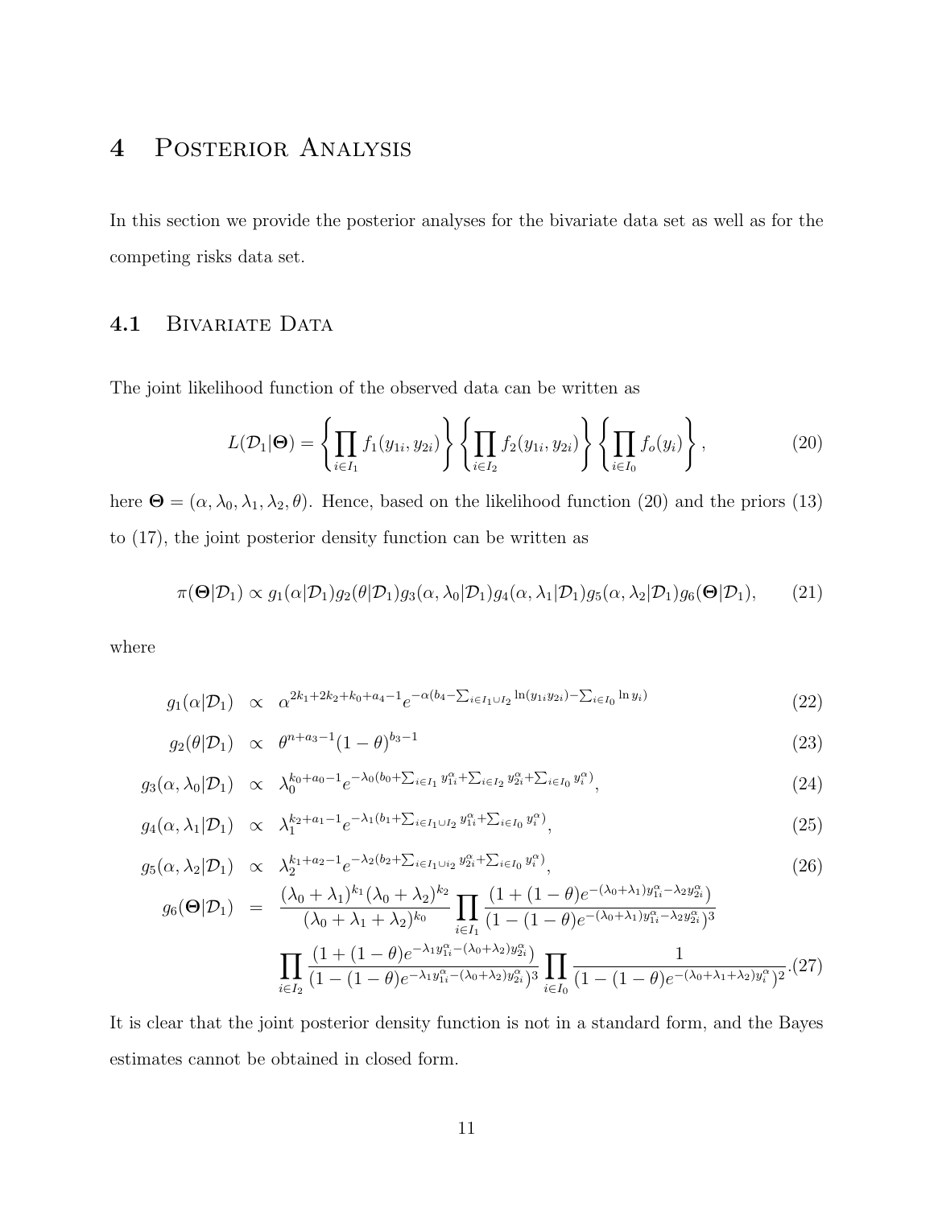# 4 Posterior Analysis

In this section we provide the posterior analyses for the bivariate data set as well as for the competing risks data set.

## 4.1 Bivariate Data

The joint likelihood function of the observed data can be written as

$$L(\mathcal{D}_1|\boldsymbol{\Theta}) = \left\{\prod_{i\in I_1} f_1(y_{1i}, y_{2i})\right\}\left\{\prod_{i\in I_2} f_2(y_{1i}, y_{2i})\right\}\left\{\prod_{i\in I_0} f_o(y_i)\right\}, \tag{20}$$

here $\boldsymbol{\Theta} = (\alpha, \lambda_0, \lambda_1, \lambda_2, \theta)$. Hence, based on the likelihood function (20) and the priors (13) to (17), the joint posterior density function can be written as

$$\pi(\boldsymbol{\Theta}|\mathcal{D}_1) \propto g_1(\alpha|\mathcal{D}_1)g_2(\theta|\mathcal{D}_1)g_3(\alpha,\lambda_0|\mathcal{D}_1)g_4(\alpha,\lambda_1|\mathcal{D}_1)g_5(\alpha,\lambda_2|\mathcal{D}_1)g_6(\boldsymbol{\Theta}|\mathcal{D}_1), \tag{21}$$

where

$$g_1(\alpha|\mathcal{D}_1) \propto \alpha^{2k_1+2k_2+k_0+a_4-1}e^{-\alpha(b_4-\sum_{i\in I_1\cup I_2}\ln(y_{1i}y_{2i})-\sum_{i\in I_0}\ln y_i)} \tag{22}$$

$$g_2(\theta|\mathcal{D}_1) \propto \theta^{n+a_3-1}(1-\theta)^{b_3-1} \tag{23}$$

$$g_3(\alpha,\lambda_0|\mathcal{D}_1) \propto \lambda_0^{k_0+a_0-1}e^{-\lambda_0(b_0+\sum_{i\in I_1}y_{1i}^{\alpha}+\sum_{i\in I_2}y_{2i}^{\alpha}+\sum_{i\in I_0}y_i^{\alpha})}, \tag{24}$$

$$g_4(\alpha,\lambda_1|\mathcal{D}_1) \propto \lambda_1^{k_2+a_1-1}e^{-\lambda_1(b_1+\sum_{i\in I_1\cup I_2}y_{1i}^{\alpha}+\sum_{i\in I_0}y_i^{\alpha})}, \tag{25}$$

$$g_5(\alpha,\lambda_2|\mathcal{D}_1) \propto \lambda_2^{k_1+a_2-1}e^{-\lambda_2(b_2+\sum_{i\in I_1\cup i_2}y_{2i}^{\alpha}+\sum_{i\in I_0}y_i^{\alpha})}, \tag{26}$$

$$g_6(\boldsymbol{\Theta}|\mathcal{D}_1) = \frac{(\lambda_0+\lambda_1)^{k_1}(\lambda_0+\lambda_2)^{k_2}}{(\lambda_0+\lambda_1+\lambda_2)^{k_0}}\prod_{i\in I_1}\frac{(1+(1-\theta)e^{-(\lambda_0+\lambda_1)y_{1i}^{\alpha}-\lambda_2y_{2i}^{\alpha}})}{(1-(1-\theta)e^{-(\lambda_0+\lambda_1)y_{1i}^{\alpha}-\lambda_2y_{2i}^{\alpha}})^3}$$
$$\prod_{i\in I_2}\frac{(1+(1-\theta)e^{-\lambda_1y_{1i}^{\alpha}-(\lambda_0+\lambda_2)y_{2i}^{\alpha}})}{(1-(1-\theta)e^{-\lambda_1y_{1i}^{\alpha}-(\lambda_0+\lambda_2)y_{2i}^{\alpha}})^3}\prod_{i\in I_0}\frac{1}{(1-(1-\theta)e^{-(\lambda_0+\lambda_1+\lambda_2)y_i^{\alpha}})^2}. \tag{27}$$

It is clear that the joint posterior density function is not in a standard form, and the Bayes estimates cannot be obtained in closed form.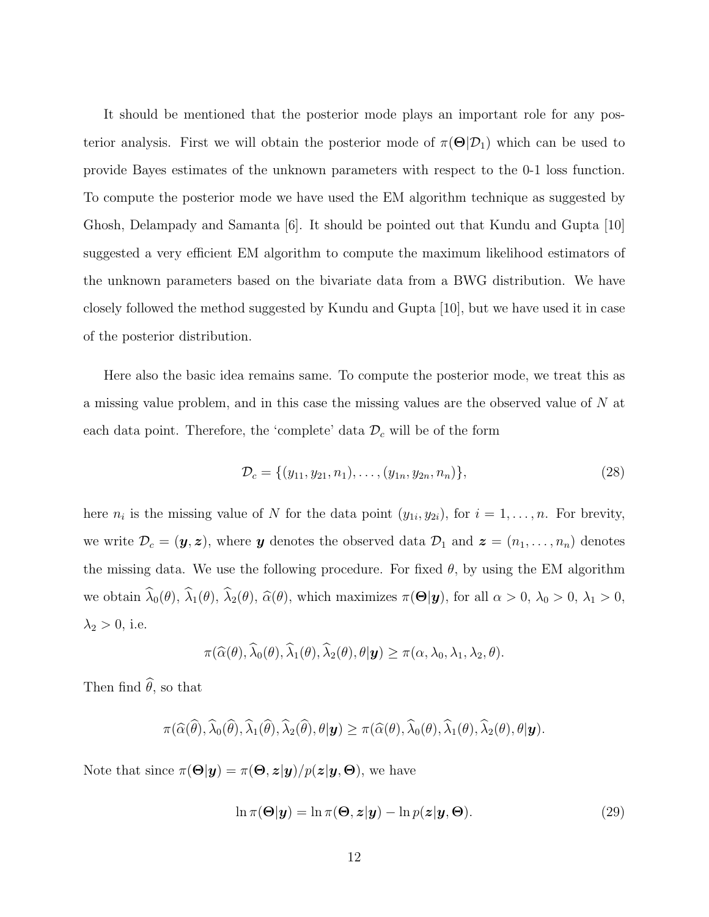It should be mentioned that the posterior mode plays an important role for any posterior analysis. First we will obtain the posterior mode of $\pi(\boldsymbol{\Theta}|\mathcal{D}_1)$ which can be used to provide Bayes estimates of the unknown parameters with respect to the 0-1 loss function. To compute the posterior mode we have used the EM algorithm technique as suggested by Ghosh, Delampady and Samanta [6]. It should be pointed out that Kundu and Gupta [10] suggested a very efficient EM algorithm to compute the maximum likelihood estimators of the unknown parameters based on the bivariate data from a BWG distribution. We have closely followed the method suggested by Kundu and Gupta [10], but we have used it in case of the posterior distribution.

Here also the basic idea remains same. To compute the posterior mode, we treat this as a missing value problem, and in this case the missing values are the observed value of $N$ at each data point. Therefore, the 'complete' data $\mathcal{D}_c$ will be of the form

$$\mathcal{D}_c = \{(y_{11}, y_{21}, n_1), \ldots, (y_{1n}, y_{2n}, n_n)\}, \tag{28}$$

here $n_i$ is the missing value of $N$ for the data point $(y_{1i}, y_{2i})$, for $i = 1, \ldots, n$. For brevity, we write $\mathcal{D}_c = (\boldsymbol{y}, \boldsymbol{z})$, where $\boldsymbol{y}$ denotes the observed data $\mathcal{D}_1$ and $\boldsymbol{z} = (n_1, \ldots, n_n)$ denotes the missing data. We use the following procedure. For fixed $\theta$, by using the EM algorithm we obtain $\widehat{\lambda}_0(\theta)$, $\widehat{\lambda}_1(\theta)$, $\widehat{\lambda}_2(\theta)$, $\widehat{\alpha}(\theta)$, which maximizes $\pi(\boldsymbol{\Theta}|\boldsymbol{y})$, for all $\alpha > 0$, $\lambda_0 > 0$, $\lambda_1 > 0$, $\lambda_2 > 0$, i.e.

$$\pi(\widehat{\alpha}(\theta), \widehat{\lambda}_0(\theta), \widehat{\lambda}_1(\theta), \widehat{\lambda}_2(\theta), \theta|\boldsymbol{y}) \geq \pi(\alpha, \lambda_0, \lambda_1, \lambda_2, \theta).$$

Then find $\widehat{\theta}$, so that

$$\pi(\widehat{\alpha}(\widehat{\theta}), \widehat{\lambda}_0(\widehat{\theta}), \widehat{\lambda}_1(\widehat{\theta}), \widehat{\lambda}_2(\widehat{\theta}), \theta|\boldsymbol{y}) \geq \pi(\widehat{\alpha}(\theta), \widehat{\lambda}_0(\theta), \widehat{\lambda}_1(\theta), \widehat{\lambda}_2(\theta), \theta|\boldsymbol{y}).$$

Note that since $\pi(\boldsymbol{\Theta}|\boldsymbol{y}) = \pi(\boldsymbol{\Theta}, \boldsymbol{z}|\boldsymbol{y})/p(\boldsymbol{z}|\boldsymbol{y}, \boldsymbol{\Theta})$, we have

$$\ln \pi(\boldsymbol{\Theta}|\boldsymbol{y}) = \ln \pi(\boldsymbol{\Theta}, \boldsymbol{z}|\boldsymbol{y}) - \ln p(\boldsymbol{z}|\boldsymbol{y}, \boldsymbol{\Theta}). \tag{29}$$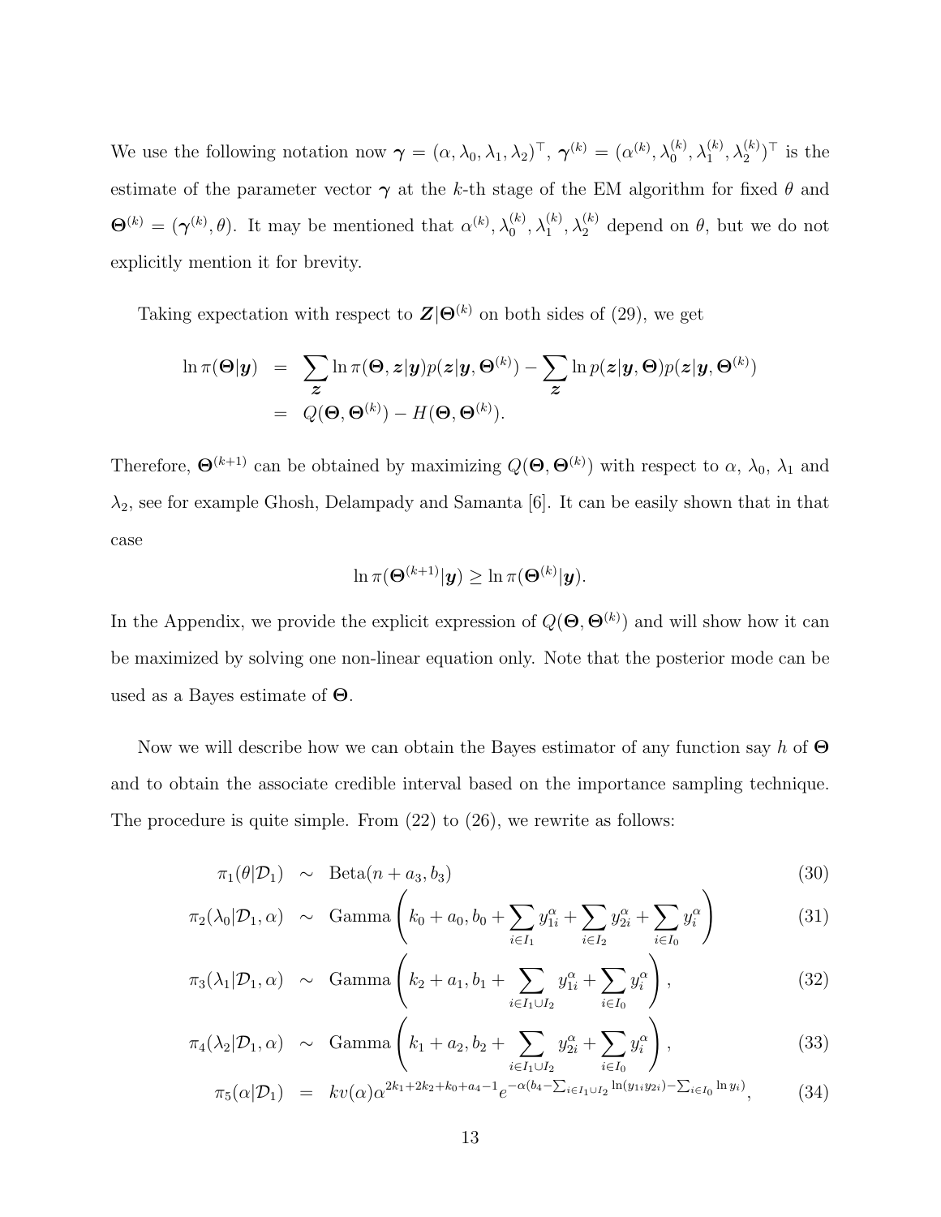We use the following notation now $\boldsymbol{\gamma} = (\alpha, \lambda_0, \lambda_1, \lambda_2)^\top$, $\boldsymbol{\gamma}^{(k)} = (\alpha^{(k)}, \lambda_0^{(k)}, \lambda_1^{(k)}, \lambda_2^{(k)})^\top$ is the estimate of the parameter vector $\boldsymbol{\gamma}$ at the $k$-th stage of the EM algorithm for fixed $\theta$ and $\boldsymbol{\Theta}^{(k)} = (\boldsymbol{\gamma}^{(k)}, \theta)$. It may be mentioned that $\alpha^{(k)}, \lambda_0^{(k)}, \lambda_1^{(k)}, \lambda_2^{(k)}$ depend on $\theta$, but we do not explicitly mention it for brevity.

Taking expectation with respect to $\boldsymbol{Z}|\boldsymbol{\Theta}^{(k)}$ on both sides of (29), we get

$$
\begin{aligned}
\ln \pi(\boldsymbol{\Theta}|\boldsymbol{y}) &= \sum_{\boldsymbol{z}} \ln \pi(\boldsymbol{\Theta}, \boldsymbol{z}|\boldsymbol{y}) p(\boldsymbol{z}|\boldsymbol{y}, \boldsymbol{\Theta}^{(k)}) - \sum_{\boldsymbol{z}} \ln p(\boldsymbol{z}|\boldsymbol{y}, \boldsymbol{\Theta}) p(\boldsymbol{z}|\boldsymbol{y}, \boldsymbol{\Theta}^{(k)}) \\
&= Q(\boldsymbol{\Theta}, \boldsymbol{\Theta}^{(k)}) - H(\boldsymbol{\Theta}, \boldsymbol{\Theta}^{(k)}).
\end{aligned}
$$

Therefore, $\boldsymbol{\Theta}^{(k+1)}$ can be obtained by maximizing $Q(\boldsymbol{\Theta}, \boldsymbol{\Theta}^{(k)})$ with respect to $\alpha$, $\lambda_0$, $\lambda_1$ and $\lambda_2$, see for example Ghosh, Delampady and Samanta [6]. It can be easily shown that in that case

$$
\ln \pi(\boldsymbol{\Theta}^{(k+1)}|\boldsymbol{y}) \geq \ln \pi(\boldsymbol{\Theta}^{(k)}|\boldsymbol{y}).
$$

In the Appendix, we provide the explicit expression of $Q(\boldsymbol{\Theta}, \boldsymbol{\Theta}^{(k)})$ and will show how it can be maximized by solving one non-linear equation only. Note that the posterior mode can be used as a Bayes estimate of $\boldsymbol{\Theta}$.

Now we will describe how we can obtain the Bayes estimator of any function say $h$ of $\boldsymbol{\Theta}$ and to obtain the associate credible interval based on the importance sampling technique. The procedure is quite simple. From (22) to (26), we rewrite as follows:

$$
\pi_1(\theta|\mathcal{D}_1) \sim \text{Beta}(n + a_3, b_3) \tag{30}
$$

$$
\pi_2(\lambda_0|\mathcal{D}_1, \alpha) \sim \text{Gamma}\left(k_0 + a_0, b_0 + \sum_{i \in I_1} y_{1i}^\alpha + \sum_{i \in I_2} y_{2i}^\alpha + \sum_{i \in I_0} y_i^\alpha\right) \tag{31}
$$

$$
\pi_3(\lambda_1|\mathcal{D}_1, \alpha) \sim \text{Gamma}\left(k_2 + a_1, b_1 + \sum_{i \in I_1 \cup I_2} y_{1i}^\alpha + \sum_{i \in I_0} y_i^\alpha\right), \tag{32}
$$

$$
\pi_4(\lambda_2|\mathcal{D}_1, \alpha) \sim \text{Gamma}\left(k_1 + a_2, b_2 + \sum_{i \in I_1 \cup I_2} y_{2i}^\alpha + \sum_{i \in I_0} y_i^\alpha\right), \tag{33}
$$

$$
\pi_5(\alpha|\mathcal{D}_1) = kv(\alpha) \alpha^{2k_1 + 2k_2 + k_0 + a_4 - 1} e^{-\alpha\left(b_4 - \sum_{i \in I_1 \cup I_2} \ln(y_{1i} y_{2i}) - \sum_{i \in I_0} \ln y_i\right)}, \tag{34}
$$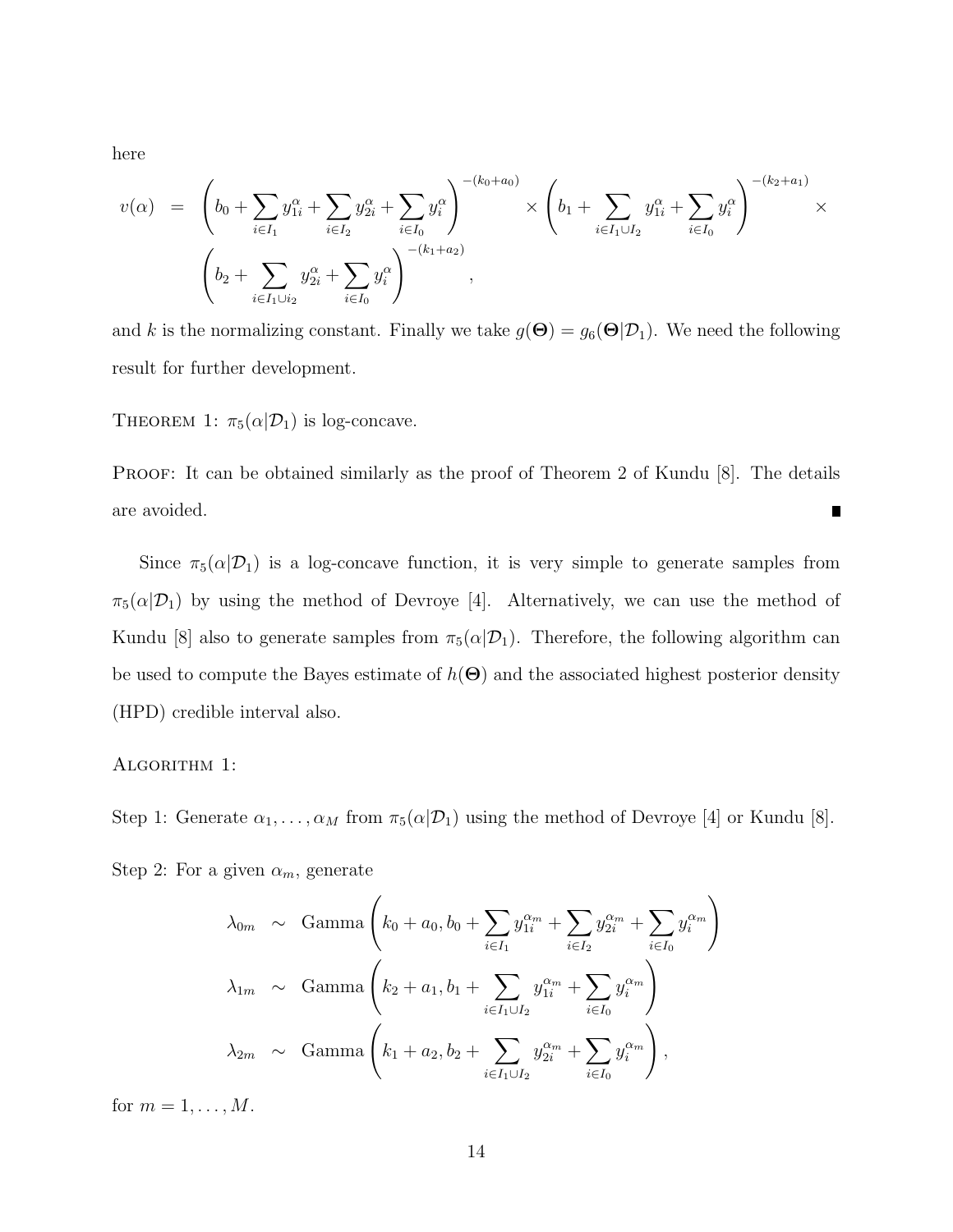here

$$
\begin{aligned}
v(\alpha) \;=\; & \left(b_0 + \sum_{i \in I_1} y_{1i}^{\alpha} + \sum_{i \in I_2} y_{2i}^{\alpha} + \sum_{i \in I_0} y_i^{\alpha}\right)^{-(k_0+a_0)} \times \left(b_1 + \sum_{i \in I_1 \cup I_2} y_{1i}^{\alpha} + \sum_{i \in I_0} y_i^{\alpha}\right)^{-(k_2+a_1)} \times \\
& \left(b_2 + \sum_{i \in I_1 \cup i_2} y_{2i}^{\alpha} + \sum_{i \in I_0} y_i^{\alpha}\right)^{-(k_1+a_2)},
\end{aligned}
$$

and $k$ is the normalizing constant. Finally we take $g(\mathbf{\Theta}) = g_6(\mathbf{\Theta}|\mathcal{D}_1)$. We need the following result for further development.

THEOREM 1: $\pi_5(\alpha|\mathcal{D}_1)$ is log-concave.

PROOF: It can be obtained similarly as the proof of Theorem 2 of Kundu [8]. The details are avoided. ∎

Since $\pi_5(\alpha|\mathcal{D}_1)$ is a log-concave function, it is very simple to generate samples from $\pi_5(\alpha|\mathcal{D}_1)$ by using the method of Devroye [4]. Alternatively, we can use the method of Kundu [8] also to generate samples from $\pi_5(\alpha|\mathcal{D}_1)$. Therefore, the following algorithm can be used to compute the Bayes estimate of $h(\mathbf{\Theta})$ and the associated highest posterior density (HPD) credible interval also.

ALGORITHM 1:

Step 1: Generate $\alpha_1, \ldots, \alpha_M$ from $\pi_5(\alpha|\mathcal{D}_1)$ using the method of Devroye [4] or Kundu [8].

Step 2: For a given $\alpha_m$, generate

$$
\begin{aligned}
\lambda_{0m} &\sim \text{Gamma}\left(k_0 + a_0, b_0 + \sum_{i \in I_1} y_{1i}^{\alpha_m} + \sum_{i \in I_2} y_{2i}^{\alpha_m} + \sum_{i \in I_0} y_i^{\alpha_m}\right) \\
\lambda_{1m} &\sim \text{Gamma}\left(k_2 + a_1, b_1 + \sum_{i \in I_1 \cup I_2} y_{1i}^{\alpha_m} + \sum_{i \in I_0} y_i^{\alpha_m}\right) \\
\lambda_{2m} &\sim \text{Gamma}\left(k_1 + a_2, b_2 + \sum_{i \in I_1 \cup I_2} y_{2i}^{\alpha_m} + \sum_{i \in I_0} y_i^{\alpha_m}\right),
\end{aligned}
$$

for $m = 1, \ldots, M$.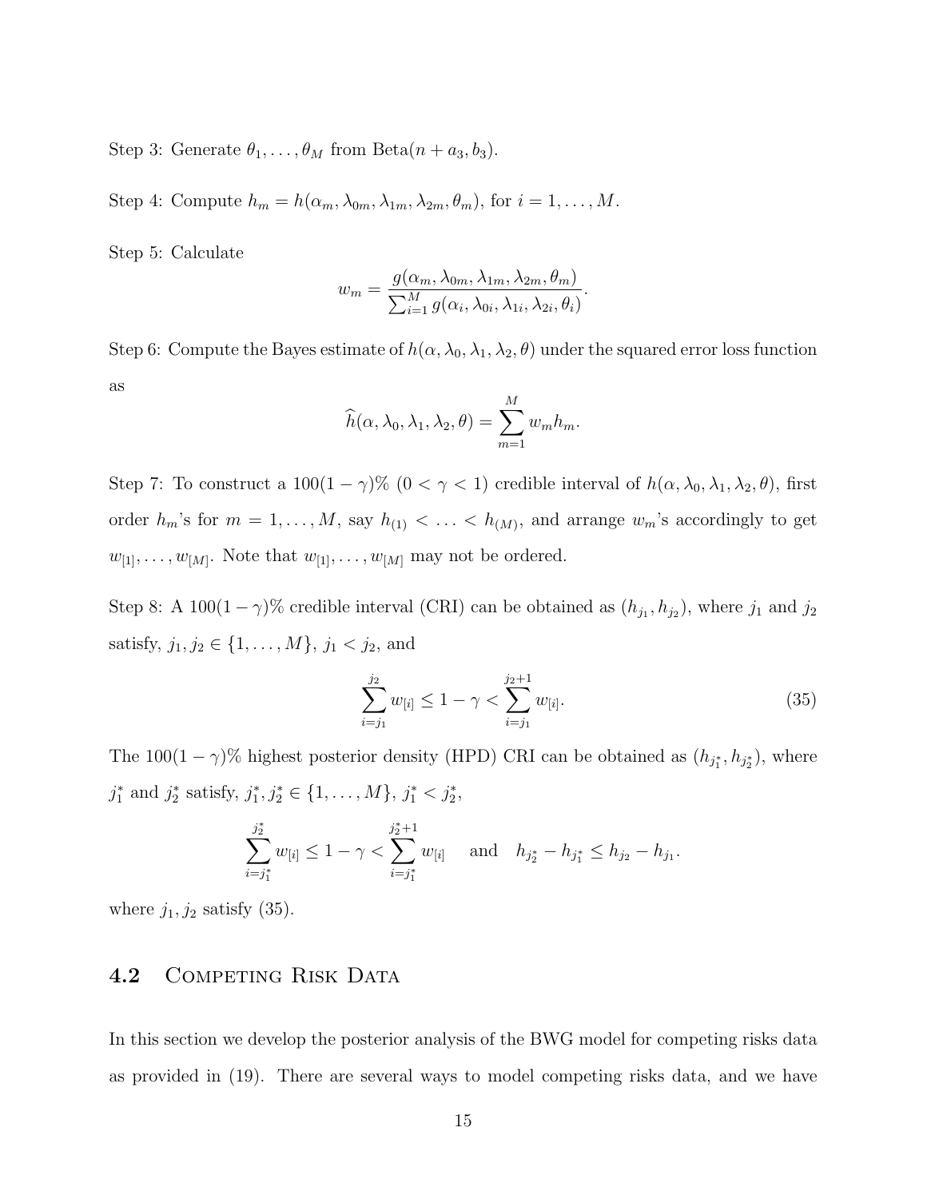Step 3: Generate $\theta_1, \ldots, \theta_M$ from Beta$(n + a_3, b_3)$.

Step 4: Compute $h_m = h(\alpha_m, \lambda_{0m}, \lambda_{1m}, \lambda_{2m}, \theta_m)$, for $i = 1, \ldots, M$.

Step 5: Calculate

$$w_m = \frac{g(\alpha_m, \lambda_{0m}, \lambda_{1m}, \lambda_{2m}, \theta_m)}{\sum_{i=1}^{M} g(\alpha_i, \lambda_{0i}, \lambda_{1i}, \lambda_{2i}, \theta_i)}.$$

Step 6: Compute the Bayes estimate of $h(\alpha, \lambda_0, \lambda_1, \lambda_2, \theta)$ under the squared error loss function as

$$\widehat{h}(\alpha, \lambda_0, \lambda_1, \lambda_2, \theta) = \sum_{m=1}^{M} w_m h_m.$$

Step 7: To construct a $100(1-\gamma)\%$ $(0 < \gamma < 1)$ credible interval of $h(\alpha, \lambda_0, \lambda_1, \lambda_2, \theta)$, first order $h_m$'s for $m = 1, \ldots, M$, say $h_{(1)} < \ldots < h_{(M)}$, and arrange $w_m$'s accordingly to get $w_{[1]}, \ldots, w_{[M]}$. Note that $w_{[1]}, \ldots, w_{[M]}$ may not be ordered.

Step 8: A $100(1-\gamma)\%$ credible interval (CRI) can be obtained as $(h_{j_1}, h_{j_2})$, where $j_1$ and $j_2$ satisfy, $j_1, j_2 \in \{1, \ldots, M\}$, $j_1 < j_2$, and

$$\sum_{i=j_1}^{j_2} w_{[i]} \leq 1 - \gamma < \sum_{i=j_1}^{j_2+1} w_{[i]}. \tag{35}$$

The $100(1-\gamma)\%$ highest posterior density (HPD) CRI can be obtained as $(h_{j_1^*}, h_{j_2^*})$, where $j_1^*$ and $j_2^*$ satisfy, $j_1^*, j_2^* \in \{1, \ldots, M\}$, $j_1^* < j_2^*$,

$$\sum_{i=j_1^*}^{j_2^*} w_{[i]} \leq 1 - \gamma < \sum_{i=j_1^*}^{j_2^*+1} w_{[i]} \quad \text{and} \quad h_{j_2^*} - h_{j_1^*} \leq h_{j_2} - h_{j_1}.$$

where $j_1, j_2$ satisfy (35).

## 4.2 Competing Risk Data

In this section we develop the posterior analysis of the BWG model for competing risks data as provided in (19). There are several ways to model competing risks data, and we have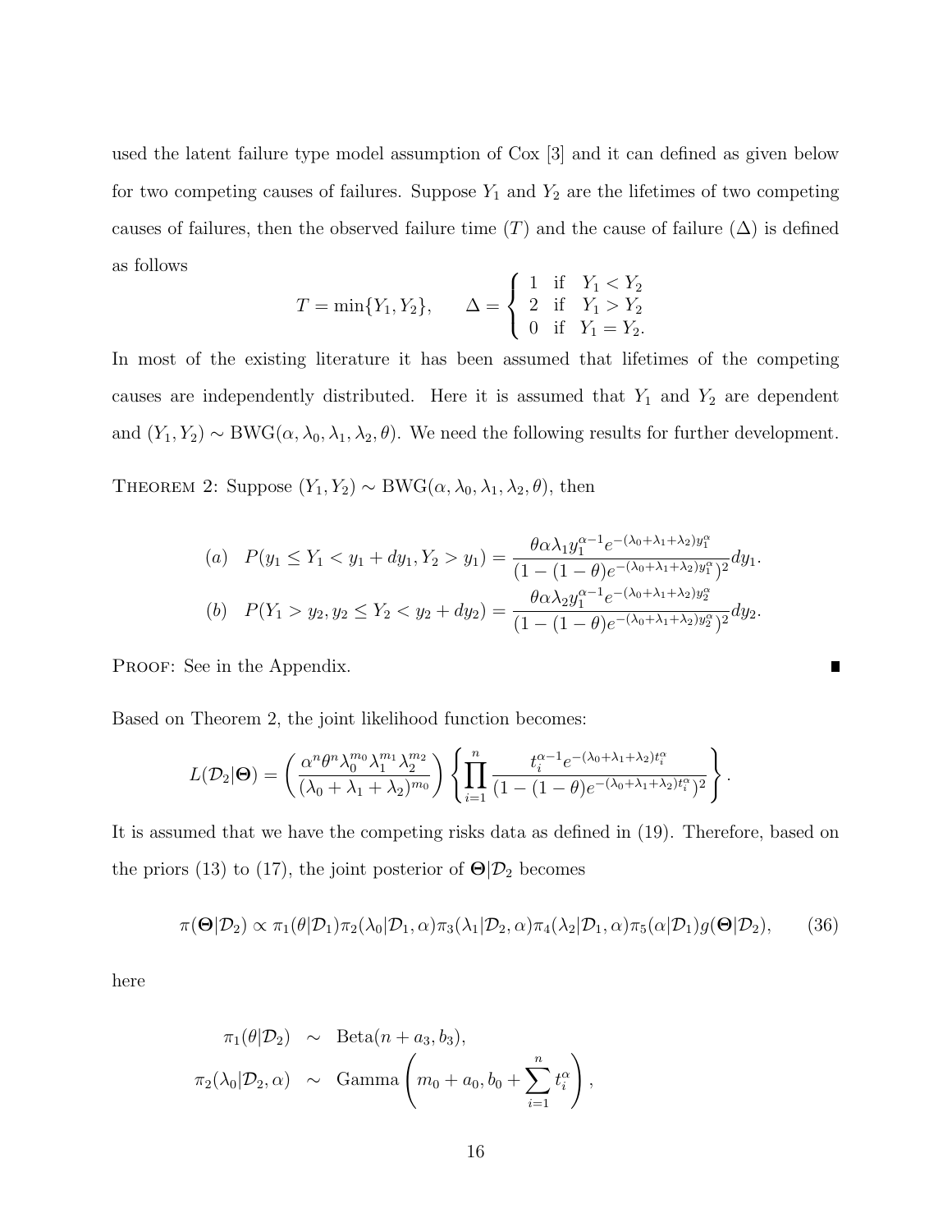used the latent failure type model assumption of Cox [3] and it can defined as given below for two competing causes of failures. Suppose $Y_1$ and $Y_2$ are the lifetimes of two competing causes of failures, then the observed failure time ($T$) and the cause of failure ($\Delta$) is defined as follows

$$T = \min\{Y_1, Y_2\}, \qquad \Delta = \begin{cases} 1 & \text{if} \quad Y_1 < Y_2 \\ 2 & \text{if} \quad Y_1 > Y_2 \\ 0 & \text{if} \quad Y_1 = Y_2. \end{cases}$$

In most of the existing literature it has been assumed that lifetimes of the competing causes are independently distributed. Here it is assumed that $Y_1$ and $Y_2$ are dependent and $(Y_1, Y_2) \sim \text{BWG}(\alpha, \lambda_0, \lambda_1, \lambda_2, \theta)$. We need the following results for further development.

THEOREM 2: Suppose $(Y_1, Y_2) \sim \text{BWG}(\alpha, \lambda_0, \lambda_1, \lambda_2, \theta)$, then

$$(a) \quad P(y_1 \le Y_1 < y_1 + dy_1, Y_2 > y_1) = \frac{\theta\alpha\lambda_1 y_1^{\alpha-1} e^{-(\lambda_0+\lambda_1+\lambda_2)y_1^\alpha}}{(1-(1-\theta)e^{-(\lambda_0+\lambda_1+\lambda_2)y_1^\alpha})^2} dy_1.$$

$$(b) \quad P(Y_1 > y_2, y_2 \le Y_2 < y_2 + dy_2) = \frac{\theta\alpha\lambda_2 y_1^{\alpha-1} e^{-(\lambda_0+\lambda_1+\lambda_2)y_2^\alpha}}{(1-(1-\theta)e^{-(\lambda_0+\lambda_1+\lambda_2)y_2^\alpha})^2} dy_2.$$

PROOF: See in the Appendix. ∎

Based on Theorem 2, the joint likelihood function becomes:

$$L(\mathcal{D}_2|\mathbf{\Theta}) = \left( \frac{\alpha^n \theta^n \lambda_0^{m_0} \lambda_1^{m_1} \lambda_2^{m_2}}{(\lambda_0 + \lambda_1 + \lambda_2)^{m_0}} \right) \left\{ \prod_{i=1}^{n} \frac{t_i^{\alpha-1} e^{-(\lambda_0+\lambda_1+\lambda_2)t_i^\alpha}}{(1-(1-\theta)e^{-(\lambda_0+\lambda_1+\lambda_2)t_i^\alpha})^2} \right\}.$$

It is assumed that we have the competing risks data as defined in (19). Therefore, based on the priors (13) to (17), the joint posterior of $\mathbf{\Theta}|\mathcal{D}_2$ becomes

$$\pi(\mathbf{\Theta}|\mathcal{D}_2) \propto \pi_1(\theta|\mathcal{D}_1)\pi_2(\lambda_0|\mathcal{D}_1, \alpha)\pi_3(\lambda_1|\mathcal{D}_2, \alpha)\pi_4(\lambda_2|\mathcal{D}_1, \alpha)\pi_5(\alpha|\mathcal{D}_1)g(\mathbf{\Theta}|\mathcal{D}_2), \tag{36}$$

here

$$\begin{aligned} \pi_1(\theta|\mathcal{D}_2) &\sim \text{Beta}(n + a_3, b_3), \\ \pi_2(\lambda_0|\mathcal{D}_2, \alpha) &\sim \text{Gamma}\left(m_0 + a_0, b_0 + \sum_{i=1}^{n} t_i^\alpha\right), \end{aligned}$$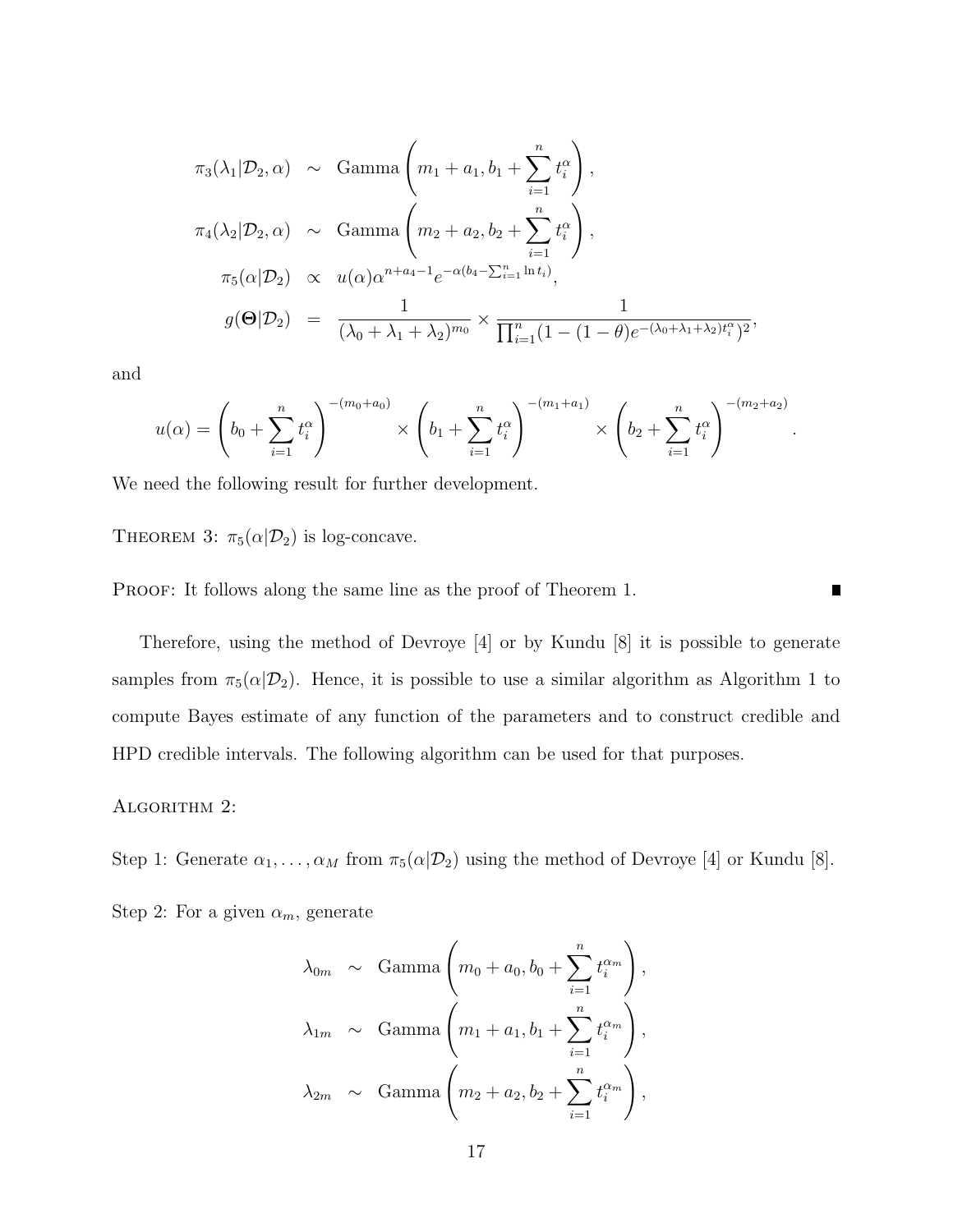$$
\begin{aligned}
\pi_3(\lambda_1|\mathcal{D}_2, \alpha) &\sim \text{Gamma}\left(m_1 + a_1, b_1 + \sum_{i=1}^{n} t_i^{\alpha}\right), \\
\pi_4(\lambda_2|\mathcal{D}_2, \alpha) &\sim \text{Gamma}\left(m_2 + a_2, b_2 + \sum_{i=1}^{n} t_i^{\alpha}\right), \\
\pi_5(\alpha|\mathcal{D}_2) &\propto u(\alpha)\alpha^{n+a_4-1}e^{-\alpha(b_4 - \sum_{i=1}^{n}\ln t_i)}, \\
g(\boldsymbol{\Theta}|\mathcal{D}_2) &= \frac{1}{(\lambda_0+\lambda_1+\lambda_2)^{m_0}} \times \frac{1}{\prod_{i=1}^{n}(1-(1-\theta)e^{-(\lambda_0+\lambda_1+\lambda_2)t_i^{\alpha}})^2},
\end{aligned}
$$

and

$$
u(\alpha) = \left(b_0 + \sum_{i=1}^{n} t_i^{\alpha}\right)^{-(m_0+a_0)} \times \left(b_1 + \sum_{i=1}^{n} t_i^{\alpha}\right)^{-(m_1+a_1)} \times \left(b_2 + \sum_{i=1}^{n} t_i^{\alpha}\right)^{-(m_2+a_2)}.
$$

We need the following result for further development.

Theorem 3: $\pi_5(\alpha|\mathcal{D}_2)$ is log-concave.

Proof: It follows along the same line as the proof of Theorem 1. ∎

Therefore, using the method of Devroye [4] or by Kundu [8] it is possible to generate samples from $\pi_5(\alpha|\mathcal{D}_2)$. Hence, it is possible to use a similar algorithm as Algorithm 1 to compute Bayes estimate of any function of the parameters and to construct credible and HPD credible intervals. The following algorithm can be used for that purposes.

Algorithm 2:

Step 1: Generate $\alpha_1, \ldots, \alpha_M$ from $\pi_5(\alpha|\mathcal{D}_2)$ using the method of Devroye [4] or Kundu [8].

Step 2: For a given $\alpha_m$, generate

$$
\begin{aligned}
\lambda_{0m} &\sim \text{Gamma}\left(m_0 + a_0, b_0 + \sum_{i=1}^{n} t_i^{\alpha_m}\right), \\
\lambda_{1m} &\sim \text{Gamma}\left(m_1 + a_1, b_1 + \sum_{i=1}^{n} t_i^{\alpha_m}\right), \\
\lambda_{2m} &\sim \text{Gamma}\left(m_2 + a_2, b_2 + \sum_{i=1}^{n} t_i^{\alpha_m}\right),
\end{aligned}
$$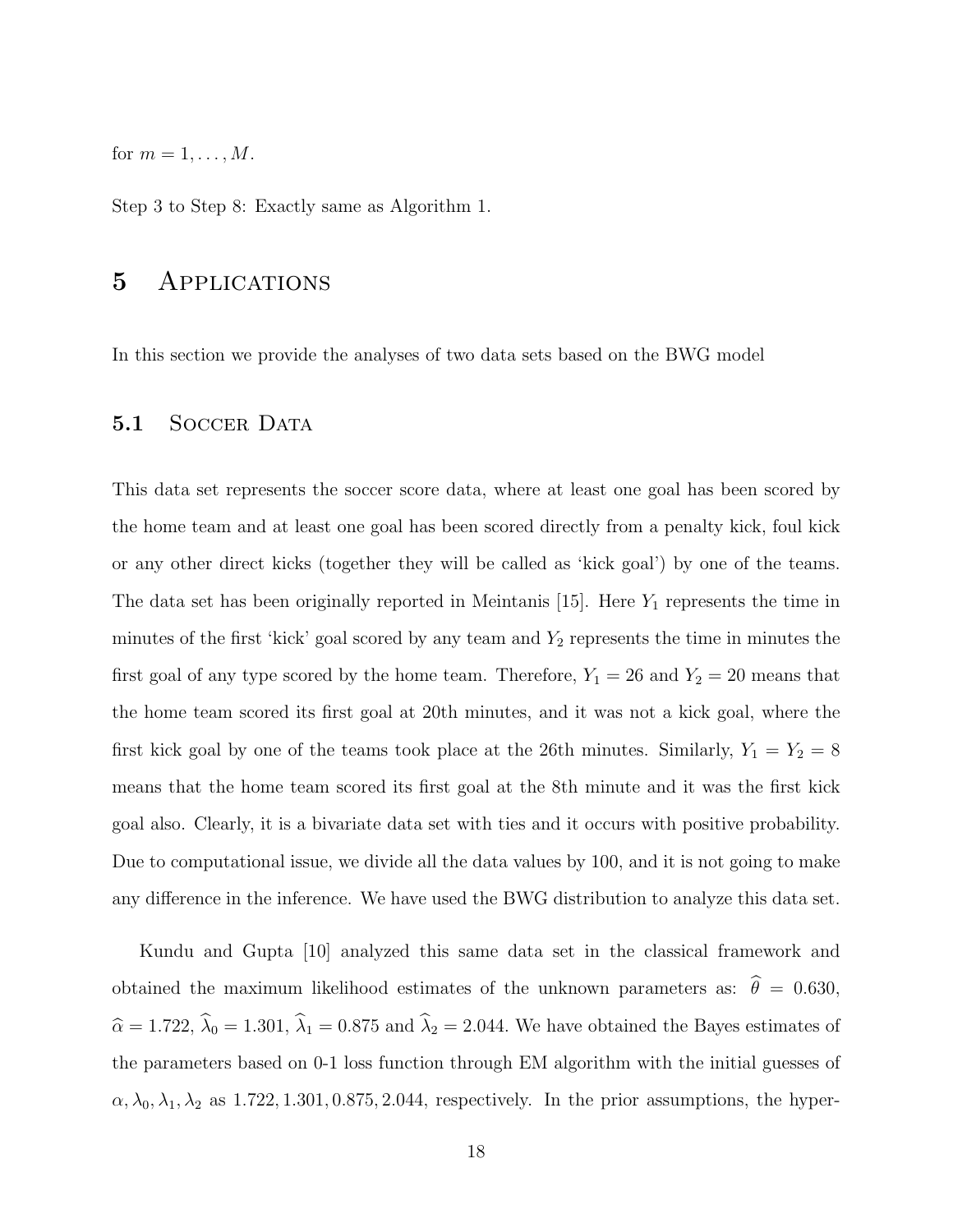for $m = 1, \ldots, M$.

Step 3 to Step 8: Exactly same as Algorithm 1.

# 5 Applications

In this section we provide the analyses of two data sets based on the BWG model

## 5.1 Soccer Data

This data set represents the soccer score data, where at least one goal has been scored by the home team and at least one goal has been scored directly from a penalty kick, foul kick or any other direct kicks (together they will be called as 'kick goal') by one of the teams. The data set has been originally reported in Meintanis [15]. Here $Y_1$ represents the time in minutes of the first 'kick' goal scored by any team and $Y_2$ represents the time in minutes the first goal of any type scored by the home team. Therefore, $Y_1 = 26$ and $Y_2 = 20$ means that the home team scored its first goal at 20th minutes, and it was not a kick goal, where the first kick goal by one of the teams took place at the 26th minutes. Similarly, $Y_1 = Y_2 = 8$ means that the home team scored its first goal at the 8th minute and it was the first kick goal also. Clearly, it is a bivariate data set with ties and it occurs with positive probability. Due to computational issue, we divide all the data values by 100, and it is not going to make any difference in the inference. We have used the BWG distribution to analyze this data set.

Kundu and Gupta [10] analyzed this same data set in the classical framework and obtained the maximum likelihood estimates of the unknown parameters as: $\widehat{\theta} = 0.630$, $\widehat{\alpha} = 1.722$, $\widehat{\lambda}_0 = 1.301$, $\widehat{\lambda}_1 = 0.875$ and $\widehat{\lambda}_2 = 2.044$. We have obtained the Bayes estimates of the parameters based on 0-1 loss function through EM algorithm with the initial guesses of $\alpha, \lambda_0, \lambda_1, \lambda_2$ as $1.722, 1.301, 0.875, 2.044$, respectively. In the prior assumptions, the hyper-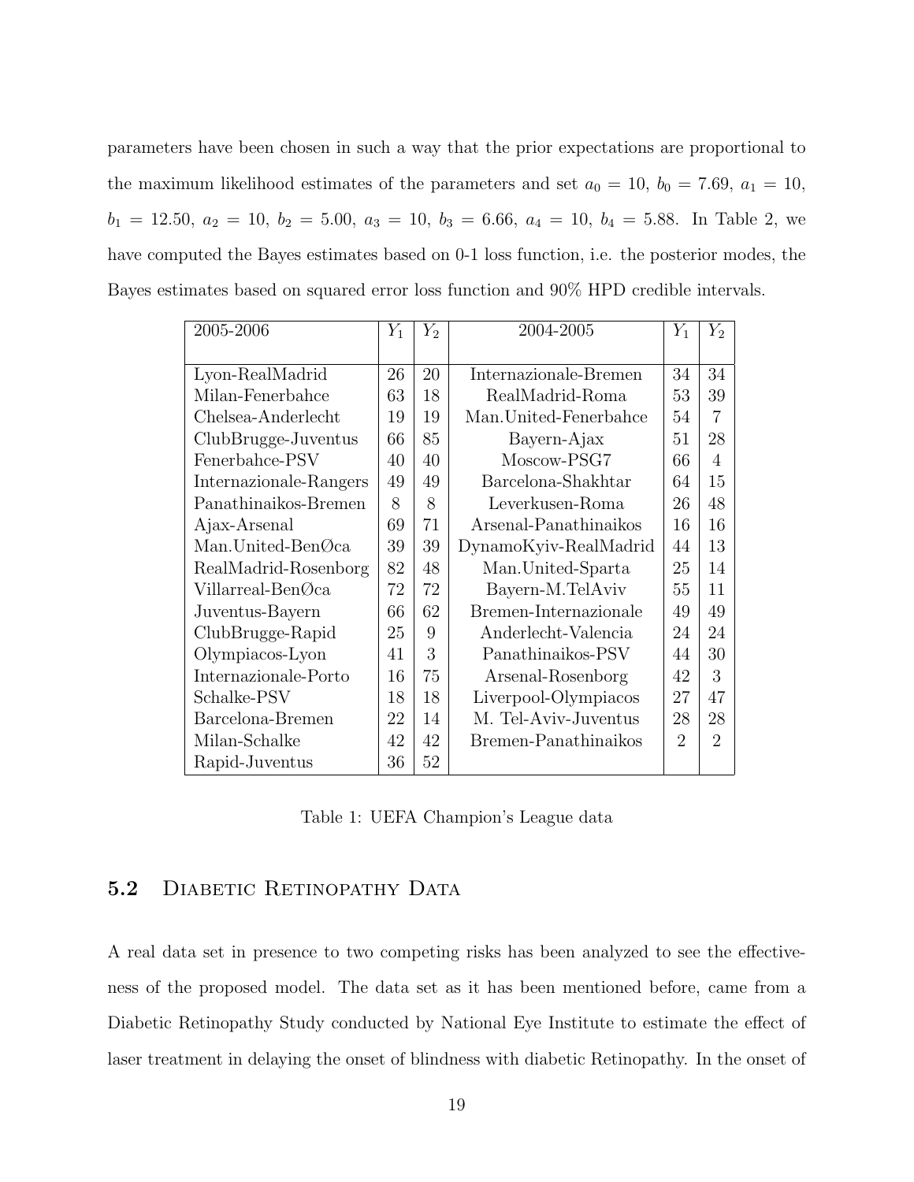parameters have been chosen in such a way that the prior expectations are proportional to the maximum likelihood estimates of the parameters and set $a_0 = 10$, $b_0 = 7.69$, $a_1 = 10$, $b_1 = 12.50$, $a_2 = 10$, $b_2 = 5.00$, $a_3 = 10$, $b_3 = 6.66$, $a_4 = 10$, $b_4 = 5.88$. In Table 2, we have computed the Bayes estimates based on 0-1 loss function, i.e. the posterior modes, the Bayes estimates based on squared error loss function and 90% HPD credible intervals.

| 2005-2006 | $Y_1$ | $Y_2$ | 2004-2005 | $Y_1$ | $Y_2$ |
|---|---|---|---|---|---|
| Lyon-RealMadrid | 26 | 20 | Internazionale-Bremen | 34 | 34 |
| Milan-Fenerbahce | 63 | 18 | RealMadrid-Roma | 53 | 39 |
| Chelsea-Anderlecht | 19 | 19 | Man.United-Fenerbahce | 54 | 7 |
| ClubBrugge-Juventus | 66 | 85 | Bayern-Ajax | 51 | 28 |
| Fenerbahce-PSV | 40 | 40 | Moscow-PSG7 | 66 | 4 |
| Internazionale-Rangers | 49 | 49 | Barcelona-Shakhtar | 64 | 15 |
| Panathinaikos-Bremen | 8 | 8 | Leverkusen-Roma | 26 | 48 |
| Ajax-Arsenal | 69 | 71 | Arsenal-Panathinaikos | 16 | 16 |
| Man.United-BenØca | 39 | 39 | DynamoKyiv-RealMadrid | 44 | 13 |
| RealMadrid-Rosenborg | 82 | 48 | Man.United-Sparta | 25 | 14 |
| Villarreal-BenØca | 72 | 72 | Bayern-M.TelAviv | 55 | 11 |
| Juventus-Bayern | 66 | 62 | Bremen-Internazionale | 49 | 49 |
| ClubBrugge-Rapid | 25 | 9 | Anderlecht-Valencia | 24 | 24 |
| Olympiacos-Lyon | 41 | 3 | Panathinaikos-PSV | 44 | 30 |
| Internazionale-Porto | 16 | 75 | Arsenal-Rosenborg | 42 | 3 |
| Schalke-PSV | 18 | 18 | Liverpool-Olympiacos | 27 | 47 |
| Barcelona-Bremen | 22 | 14 | M. Tel-Aviv-Juventus | 28 | 28 |
| Milan-Schalke | 42 | 42 | Bremen-Panathinaikos | 2 | 2 |
| Rapid-Juventus | 36 | 52 | | | |

Table 1: UEFA Champion's League data

## 5.2 Diabetic Retinopathy Data

A real data set in presence to two competing risks has been analyzed to see the effectiveness of the proposed model. The data set as it has been mentioned before, came from a Diabetic Retinopathy Study conducted by National Eye Institute to estimate the effect of laser treatment in delaying the onset of blindness with diabetic Retinopathy. In the onset of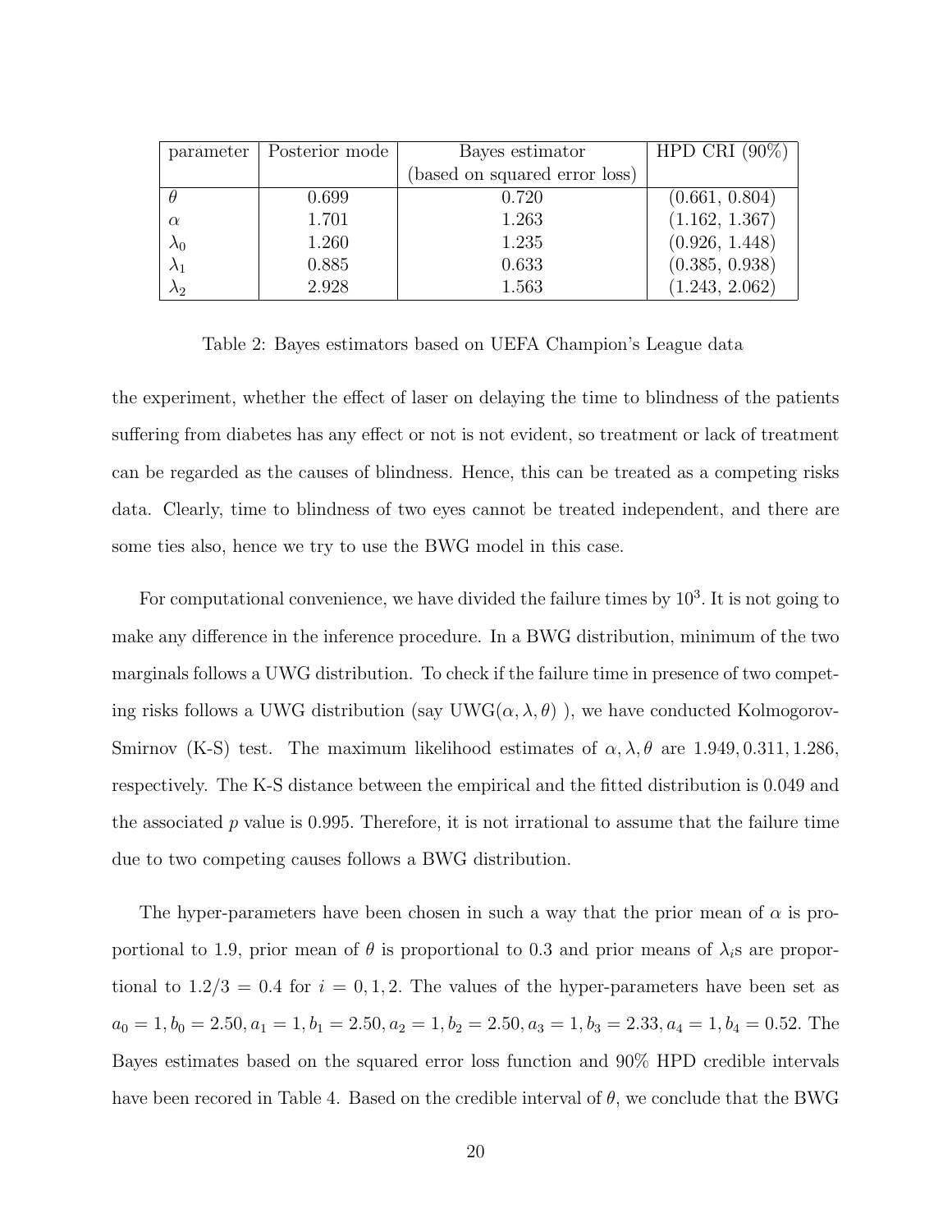| parameter | Posterior mode | Bayes estimator (based on squared error loss) | HPD CRI (90%) |
|---|---|---|---|
| $\theta$ | 0.699 | 0.720 | (0.661, 0.804) |
| $\alpha$ | 1.701 | 1.263 | (1.162, 1.367) |
| $\lambda_0$ | 1.260 | 1.235 | (0.926, 1.448) |
| $\lambda_1$ | 0.885 | 0.633 | (0.385, 0.938) |
| $\lambda_2$ | 2.928 | 1.563 | (1.243, 2.062) |

Table 2: Bayes estimators based on UEFA Champion's League data

the experiment, whether the effect of laser on delaying the time to blindness of the patients suffering from diabetes has any effect or not is not evident, so treatment or lack of treatment can be regarded as the causes of blindness. Hence, this can be treated as a competing risks data. Clearly, time to blindness of two eyes cannot be treated independent, and there are some ties also, hence we try to use the BWG model in this case.

For computational convenience, we have divided the failure times by $10^3$. It is not going to make any difference in the inference procedure. In a BWG distribution, minimum of the two marginals follows a UWG distribution. To check if the failure time in presence of two competing risks follows a UWG distribution (say UWG($\alpha, \lambda, \theta$) ), we have conducted Kolmogorov-Smirnov (K-S) test. The maximum likelihood estimates of $\alpha, \lambda, \theta$ are $1.949, 0.311, 1.286$, respectively. The K-S distance between the empirical and the fitted distribution is 0.049 and the associated $p$ value is 0.995. Therefore, it is not irrational to assume that the failure time due to two competing causes follows a BWG distribution.

The hyper-parameters have been chosen in such a way that the prior mean of $\alpha$ is proportional to 1.9, prior mean of $\theta$ is proportional to 0.3 and prior means of $\lambda_i$s are proportional to $1.2/3 = 0.4$ for $i = 0, 1, 2$. The values of the hyper-parameters have been set as $a_0 = 1, b_0 = 2.50, a_1 = 1, b_1 = 2.50, a_2 = 1, b_2 = 2.50, a_3 = 1, b_3 = 2.33, a_4 = 1, b_4 = 0.52$. The Bayes estimates based on the squared error loss function and 90% HPD credible intervals have been recored in Table 4. Based on the credible interval of $\theta$, we conclude that the BWG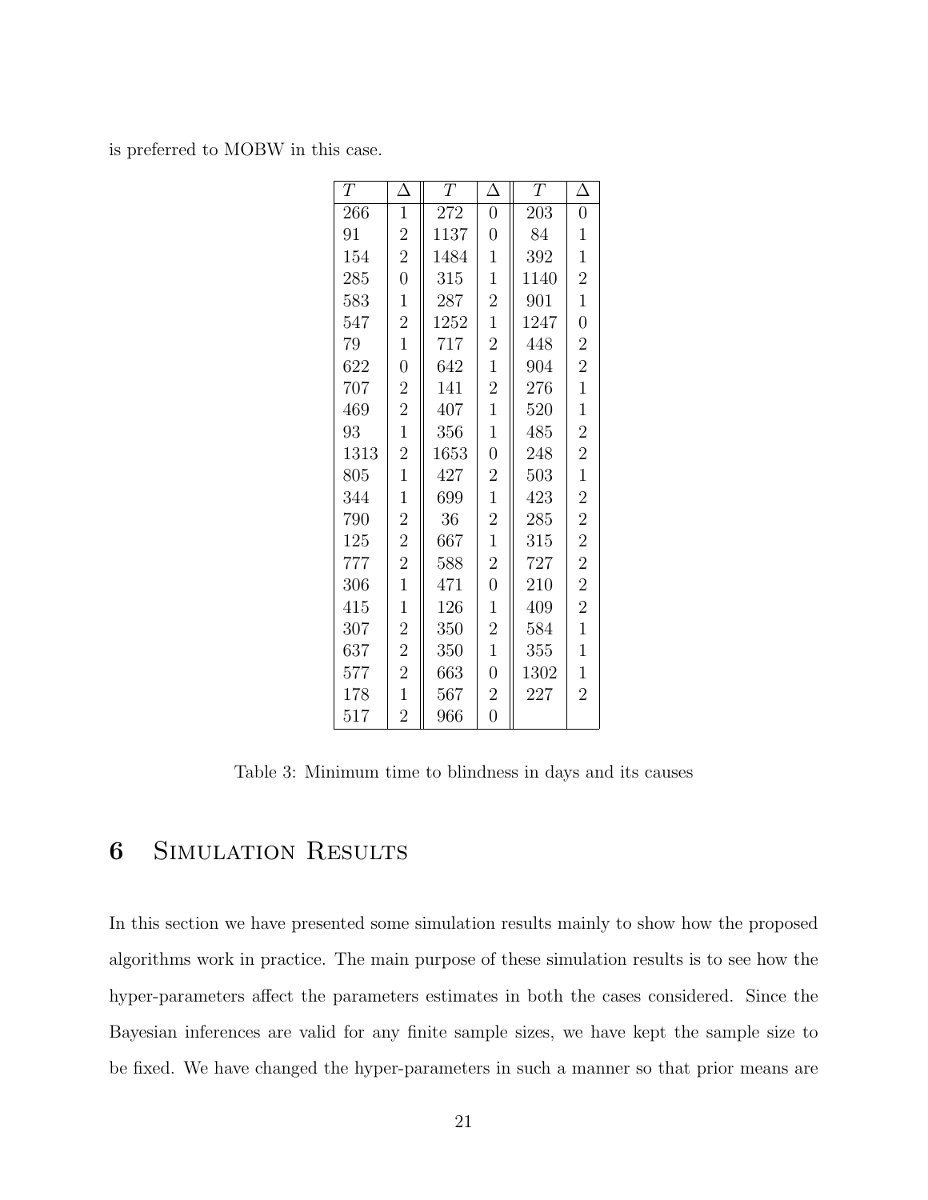is preferred to MOBW in this case.

| $T$ | $\Delta$ | $T$ | $\Delta$ | $T$ | $\Delta$ |
|---|---|---|---|---|---|
| 266 | 1 | 272 | 0 | 203 | 0 |
| 91 | 2 | 1137 | 0 | 84 | 1 |
| 154 | 2 | 1484 | 1 | 392 | 1 |
| 285 | 0 | 315 | 1 | 1140 | 2 |
| 583 | 1 | 287 | 2 | 901 | 1 |
| 547 | 2 | 1252 | 1 | 1247 | 0 |
| 79 | 1 | 717 | 2 | 448 | 2 |
| 622 | 0 | 642 | 1 | 904 | 2 |
| 707 | 2 | 141 | 2 | 276 | 1 |
| 469 | 2 | 407 | 1 | 520 | 1 |
| 93 | 1 | 356 | 1 | 485 | 2 |
| 1313 | 2 | 1653 | 0 | 248 | 2 |
| 805 | 1 | 427 | 2 | 503 | 1 |
| 344 | 1 | 699 | 1 | 423 | 2 |
| 790 | 2 | 36 | 2 | 285 | 2 |
| 125 | 2 | 667 | 1 | 315 | 2 |
| 777 | 2 | 588 | 2 | 727 | 2 |
| 306 | 1 | 471 | 0 | 210 | 2 |
| 415 | 1 | 126 | 1 | 409 | 2 |
| 307 | 2 | 350 | 2 | 584 | 1 |
| 637 | 2 | 350 | 1 | 355 | 1 |
| 577 | 2 | 663 | 0 | 1302 | 1 |
| 178 | 1 | 567 | 2 | 227 | 2 |
| 517 | 2 | 966 | 0 | | |

Table 3: Minimum time to blindness in days and its causes

# 6 Simulation Results

In this section we have presented some simulation results mainly to show how the proposed algorithms work in practice. The main purpose of these simulation results is to see how the hyper-parameters affect the parameters estimates in both the cases considered. Since the Bayesian inferences are valid for any finite sample sizes, we have kept the sample size to be fixed. We have changed the hyper-parameters in such a manner so that prior means are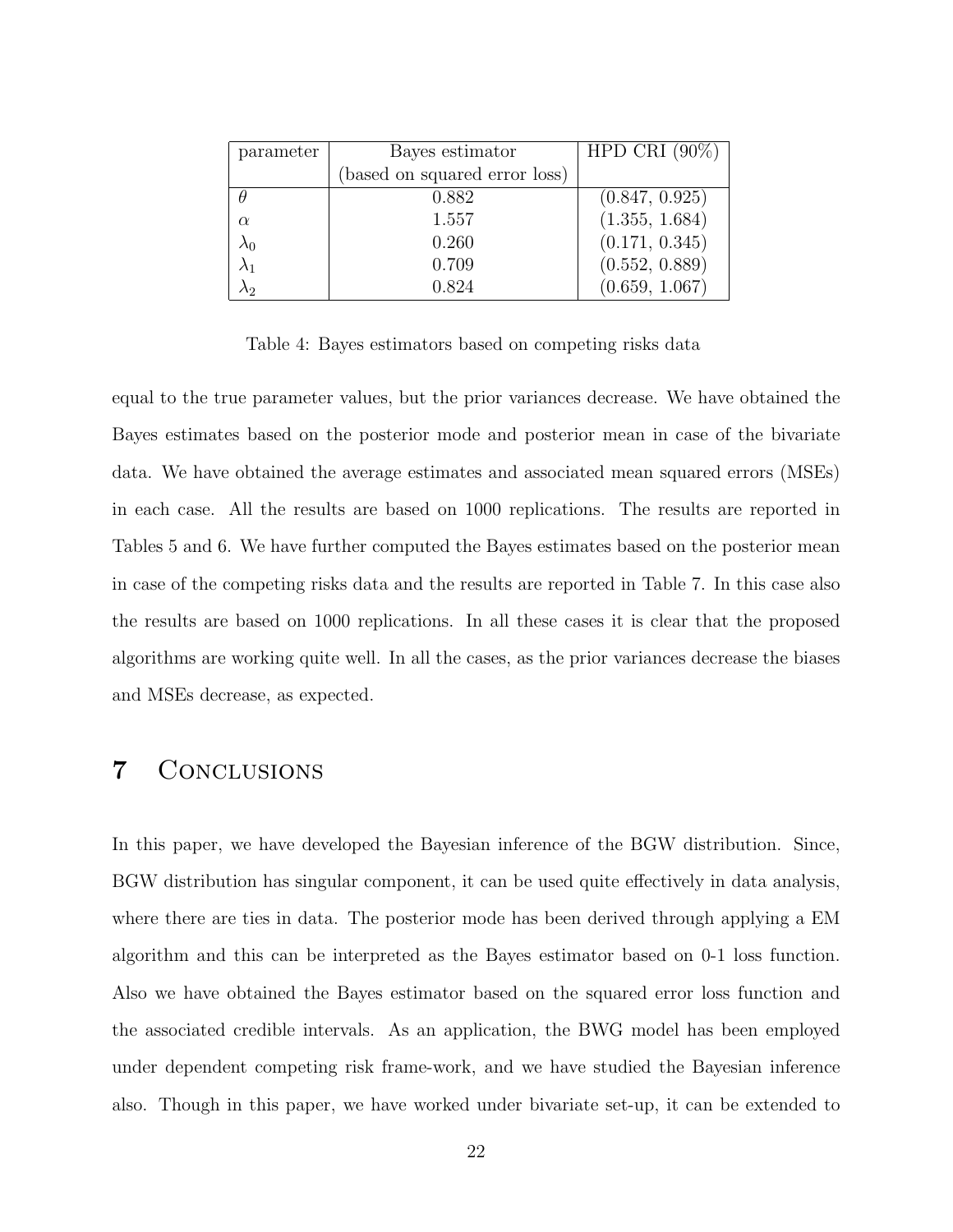| parameter | Bayes estimator (based on squared error loss) | HPD CRI (90%) |
|---|---|---|
| $\theta$ | 0.882 | (0.847, 0.925) |
| $\alpha$ | 1.557 | (1.355, 1.684) |
| $\lambda_0$ | 0.260 | (0.171, 0.345) |
| $\lambda_1$ | 0.709 | (0.552, 0.889) |
| $\lambda_2$ | 0.824 | (0.659, 1.067) |

Table 4: Bayes estimators based on competing risks data

equal to the true parameter values, but the prior variances decrease. We have obtained the Bayes estimates based on the posterior mode and posterior mean in case of the bivariate data. We have obtained the average estimates and associated mean squared errors (MSEs) in each case. All the results are based on 1000 replications. The results are reported in Tables 5 and 6. We have further computed the Bayes estimates based on the posterior mean in case of the competing risks data and the results are reported in Table 7. In this case also the results are based on 1000 replications. In all these cases it is clear that the proposed algorithms are working quite well. In all the cases, as the prior variances decrease the biases and MSEs decrease, as expected.

# 7 Conclusions

In this paper, we have developed the Bayesian inference of the BGW distribution. Since, BGW distribution has singular component, it can be used quite effectively in data analysis, where there are ties in data. The posterior mode has been derived through applying a EM algorithm and this can be interpreted as the Bayes estimator based on 0-1 loss function. Also we have obtained the Bayes estimator based on the squared error loss function and the associated credible intervals. As an application, the BWG model has been employed under dependent competing risk frame-work, and we have studied the Bayesian inference also. Though in this paper, we have worked under bivariate set-up, it can be extended to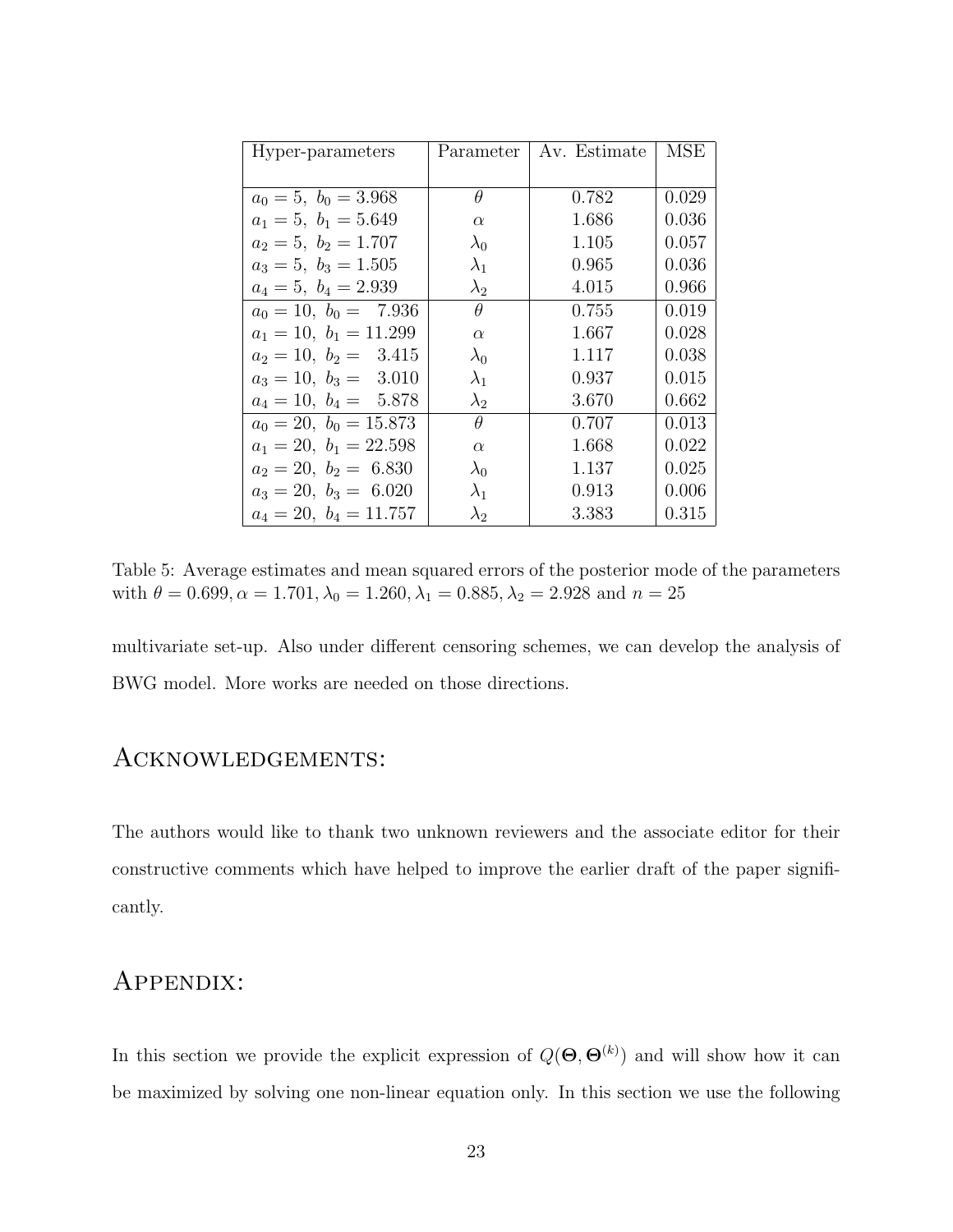| Hyper-parameters | Parameter | Av. Estimate | MSE |
|---|---|---|---|
| $a_0 = 5,\ b_0 = 3.968$ | $\theta$ | 0.782 | 0.029 |
| $a_1 = 5,\ b_1 = 5.649$ | $\alpha$ | 1.686 | 0.036 |
| $a_2 = 5,\ b_2 = 1.707$ | $\lambda_0$ | 1.105 | 0.057 |
| $a_3 = 5,\ b_3 = 1.505$ | $\lambda_1$ | 0.965 | 0.036 |
| $a_4 = 5,\ b_4 = 2.939$ | $\lambda_2$ | 4.015 | 0.966 |
| $a_0 = 10,\ b_0 = 7.936$ | $\theta$ | 0.755 | 0.019 |
| $a_1 = 10,\ b_1 = 11.299$ | $\alpha$ | 1.667 | 0.028 |
| $a_2 = 10,\ b_2 = 3.415$ | $\lambda_0$ | 1.117 | 0.038 |
| $a_3 = 10,\ b_3 = 3.010$ | $\lambda_1$ | 0.937 | 0.015 |
| $a_4 = 10,\ b_4 = 5.878$ | $\lambda_2$ | 3.670 | 0.662 |
| $a_0 = 20,\ b_0 = 15.873$ | $\theta$ | 0.707 | 0.013 |
| $a_1 = 20,\ b_1 = 22.598$ | $\alpha$ | 1.668 | 0.022 |
| $a_2 = 20,\ b_2 = 6.830$ | $\lambda_0$ | 1.137 | 0.025 |
| $a_3 = 20,\ b_3 = 6.020$ | $\lambda_1$ | 0.913 | 0.006 |
| $a_4 = 20,\ b_4 = 11.757$ | $\lambda_2$ | 3.383 | 0.315 |

Table 5: Average estimates and mean squared errors of the posterior mode of the parameters with $\theta = 0.699, \alpha = 1.701, \lambda_0 = 1.260, \lambda_1 = 0.885, \lambda_2 = 2.928$ and $n = 25$

multivariate set-up. Also under different censoring schemes, we can develop the analysis of BWG model. More works are needed on those directions.

## Acknowledgements:

The authors would like to thank two unknown reviewers and the associate editor for their constructive comments which have helped to improve the earlier draft of the paper significantly.

## Appendix:

In this section we provide the explicit expression of $Q(\mathbf{\Theta}, \mathbf{\Theta}^{(k)})$ and will show how it can be maximized by solving one non-linear equation only. In this section we use the following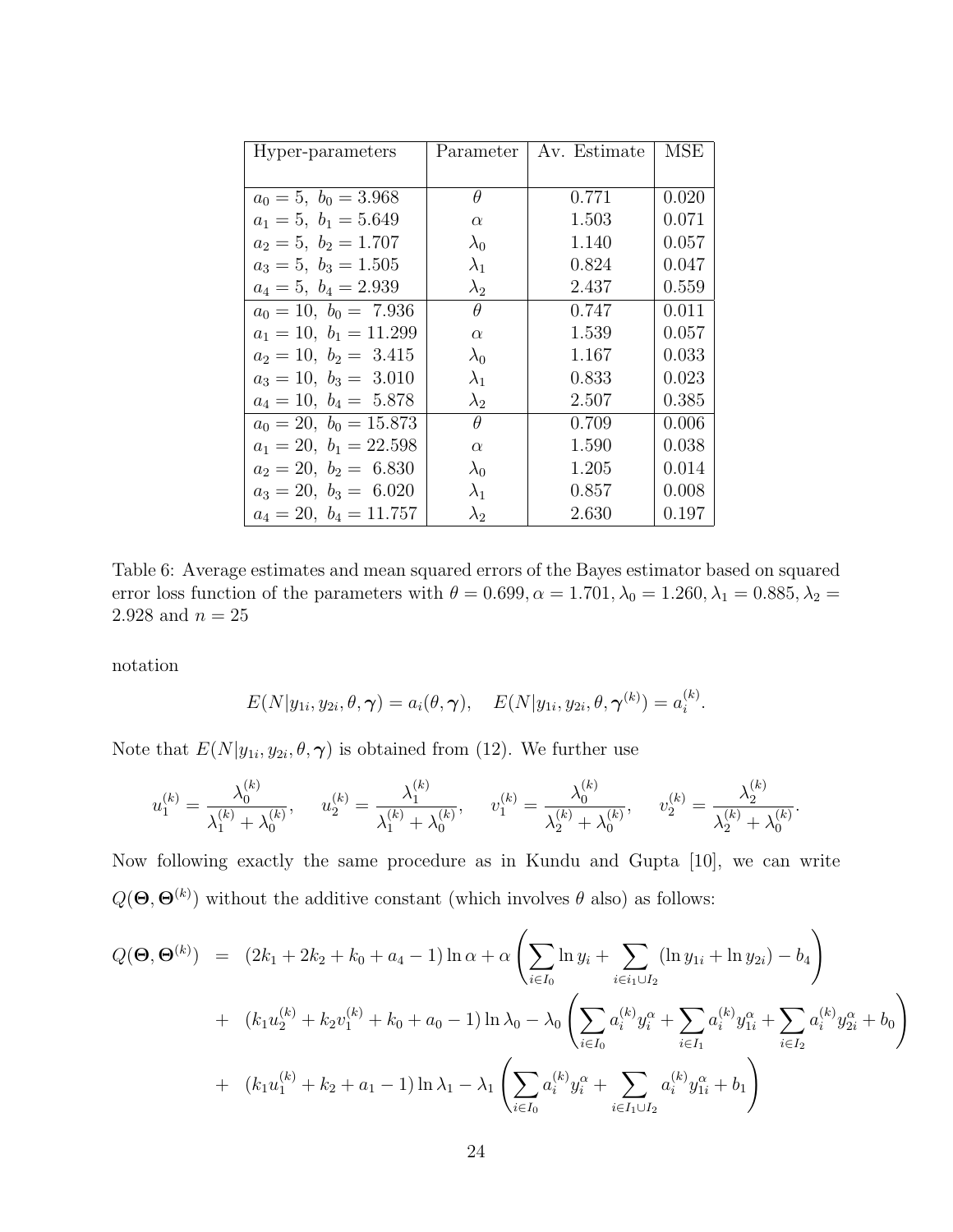| Hyper-parameters | Parameter | Av. Estimate | MSE |
|---|---|---|---|
| $a_0 = 5,\ b_0 = 3.968$ | $\theta$ | 0.771 | 0.020 |
| $a_1 = 5,\ b_1 = 5.649$ | $\alpha$ | 1.503 | 0.071 |
| $a_2 = 5,\ b_2 = 1.707$ | $\lambda_0$ | 1.140 | 0.057 |
| $a_3 = 5,\ b_3 = 1.505$ | $\lambda_1$ | 0.824 | 0.047 |
| $a_4 = 5,\ b_4 = 2.939$ | $\lambda_2$ | 2.437 | 0.559 |
| $a_0 = 10,\ b_0 = 7.936$ | $\theta$ | 0.747 | 0.011 |
| $a_1 = 10,\ b_1 = 11.299$ | $\alpha$ | 1.539 | 0.057 |
| $a_2 = 10,\ b_2 = 3.415$ | $\lambda_0$ | 1.167 | 0.033 |
| $a_3 = 10,\ b_3 = 3.010$ | $\lambda_1$ | 0.833 | 0.023 |
| $a_4 = 10,\ b_4 = 5.878$ | $\lambda_2$ | 2.507 | 0.385 |
| $a_0 = 20,\ b_0 = 15.873$ | $\theta$ | 0.709 | 0.006 |
| $a_1 = 20,\ b_1 = 22.598$ | $\alpha$ | 1.590 | 0.038 |
| $a_2 = 20,\ b_2 = 6.830$ | $\lambda_0$ | 1.205 | 0.014 |
| $a_3 = 20,\ b_3 = 6.020$ | $\lambda_1$ | 0.857 | 0.008 |
| $a_4 = 20,\ b_4 = 11.757$ | $\lambda_2$ | 2.630 | 0.197 |

Table 6: Average estimates and mean squared errors of the Bayes estimator based on squared error loss function of the parameters with $\theta = 0.699, \alpha = 1.701, \lambda_0 = 1.260, \lambda_1 = 0.885, \lambda_2 = 2.928$ and $n = 25$

notation

$$E(N|y_{1i}, y_{2i}, \theta, \boldsymbol{\gamma}) = a_i(\theta, \boldsymbol{\gamma}), \quad E(N|y_{1i}, y_{2i}, \theta, \boldsymbol{\gamma}^{(k)}) = a_i^{(k)}.$$

Note that $E(N|y_{1i}, y_{2i}, \theta, \boldsymbol{\gamma})$ is obtained from (12). We further use

$$u_1^{(k)} = \frac{\lambda_0^{(k)}}{\lambda_1^{(k)} + \lambda_0^{(k)}}, \quad u_2^{(k)} = \frac{\lambda_1^{(k)}}{\lambda_1^{(k)} + \lambda_0^{(k)}}, \quad v_1^{(k)} = \frac{\lambda_0^{(k)}}{\lambda_2^{(k)} + \lambda_0^{(k)}}, \quad v_2^{(k)} = \frac{\lambda_2^{(k)}}{\lambda_2^{(k)} + \lambda_0^{(k)}}.$$

Now following exactly the same procedure as in Kundu and Gupta [10], we can write $Q(\boldsymbol{\Theta}, \boldsymbol{\Theta}^{(k)})$ without the additive constant (which involves $\theta$ also) as follows:

$$\begin{aligned}
Q(\boldsymbol{\Theta}, \boldsymbol{\Theta}^{(k)}) &= (2k_1 + 2k_2 + k_0 + a_4 - 1)\ln\alpha + \alpha\left(\sum_{i \in I_0} \ln y_i + \sum_{i \in i_1 \cup I_2} (\ln y_{1i} + \ln y_{2i}) - b_4\right) \\
&+ (k_1 u_2^{(k)} + k_2 v_1^{(k)} + k_0 + a_0 - 1)\ln\lambda_0 - \lambda_0\left(\sum_{i \in I_0} a_i^{(k)} y_i^{\alpha} + \sum_{i \in I_1} a_i^{(k)} y_{1i}^{\alpha} + \sum_{i \in I_2} a_i^{(k)} y_{2i}^{\alpha} + b_0\right) \\
&+ (k_1 u_1^{(k)} + k_2 + a_1 - 1)\ln\lambda_1 - \lambda_1\left(\sum_{i \in I_0} a_i^{(k)} y_i^{\alpha} + \sum_{i \in I_1 \cup I_2} a_i^{(k)} y_{1i}^{\alpha} + b_1\right)
\end{aligned}$$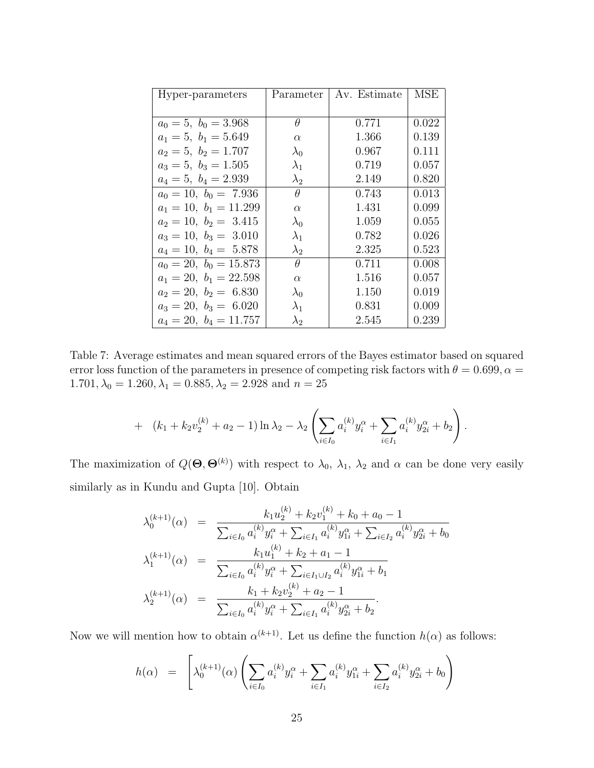| Hyper-parameters | Parameter | Av. Estimate | MSE |
|---|---|---|---|
| $a_0 = 5,\ b_0 = 3.968$ | $\theta$ | 0.771 | 0.022 |
| $a_1 = 5,\ b_1 = 5.649$ | $\alpha$ | 1.366 | 0.139 |
| $a_2 = 5,\ b_2 = 1.707$ | $\lambda_0$ | 0.967 | 0.111 |
| $a_3 = 5,\ b_3 = 1.505$ | $\lambda_1$ | 0.719 | 0.057 |
| $a_4 = 5,\ b_4 = 2.939$ | $\lambda_2$ | 2.149 | 0.820 |
| $a_0 = 10,\ b_0 = 7.936$ | $\theta$ | 0.743 | 0.013 |
| $a_1 = 10,\ b_1 = 11.299$ | $\alpha$ | 1.431 | 0.099 |
| $a_2 = 10,\ b_2 = 3.415$ | $\lambda_0$ | 1.059 | 0.055 |
| $a_3 = 10,\ b_3 = 3.010$ | $\lambda_1$ | 0.782 | 0.026 |
| $a_4 = 10,\ b_4 = 5.878$ | $\lambda_2$ | 2.325 | 0.523 |
| $a_0 = 20,\ b_0 = 15.873$ | $\theta$ | 0.711 | 0.008 |
| $a_1 = 20,\ b_1 = 22.598$ | $\alpha$ | 1.516 | 0.057 |
| $a_2 = 20,\ b_2 = 6.830$ | $\lambda_0$ | 1.150 | 0.019 |
| $a_3 = 20,\ b_3 = 6.020$ | $\lambda_1$ | 0.831 | 0.009 |
| $a_4 = 20,\ b_4 = 11.757$ | $\lambda_2$ | 2.545 | 0.239 |

Table 7: Average estimates and mean squared errors of the Bayes estimator based on squared error loss function of the parameters in presence of competing risk factors with $\theta = 0.699, \alpha = 1.701, \lambda_0 = 1.260, \lambda_1 = 0.885, \lambda_2 = 2.928$ and $n = 25$

$$+ \quad (k_1 + k_2 v_2^{(k)} + a_2 - 1) \ln \lambda_2 - \lambda_2 \left( \sum_{i \in I_0} a_i^{(k)} y_i^{\alpha} + \sum_{i \in I_1} a_i^{(k)} y_{2i}^{\alpha} + b_2 \right).$$

The maximization of $Q(\mathbf{\Theta}, \mathbf{\Theta}^{(k)})$ with respect to $\lambda_0$, $\lambda_1$, $\lambda_2$ and $\alpha$ can be done very easily similarly as in Kundu and Gupta [10]. Obtain

$$\begin{aligned}
\lambda_0^{(k+1)}(\alpha) &= \frac{k_1 u_2^{(k)} + k_2 v_1^{(k)} + k_0 + a_0 - 1}{\sum_{i \in I_0} a_i^{(k)} y_i^{\alpha} + \sum_{i \in I_1} a_i^{(k)} y_{1i}^{\alpha} + \sum_{i \in I_2} a_i^{(k)} y_{2i}^{\alpha} + b_0} \\
\lambda_1^{(k+1)}(\alpha) &= \frac{k_1 u_1^{(k)} + k_2 + a_1 - 1}{\sum_{i \in I_0} a_i^{(k)} y_i^{\alpha} + \sum_{i \in I_1 \cup I_2} a_i^{(k)} y_{1i}^{\alpha} + b_1} \\
\lambda_2^{(k+1)}(\alpha) &= \frac{k_1 + k_2 v_2^{(k)} + a_2 - 1}{\sum_{i \in I_0} a_i^{(k)} y_i^{\alpha} + \sum_{i \in I_1} a_i^{(k)} y_{2i}^{\alpha} + b_2}.
\end{aligned}$$

Now we will mention how to obtain $\alpha^{(k+1)}$. Let us define the function $h(\alpha)$ as follows:

$$h(\alpha) \;=\; \left[ \lambda_0^{(k+1)}(\alpha) \left( \sum_{i \in I_0} a_i^{(k)} y_i^{\alpha} + \sum_{i \in I_1} a_i^{(k)} y_{1i}^{\alpha} + \sum_{i \in I_2} a_i^{(k)} y_{2i}^{\alpha} + b_0 \right) \right.$$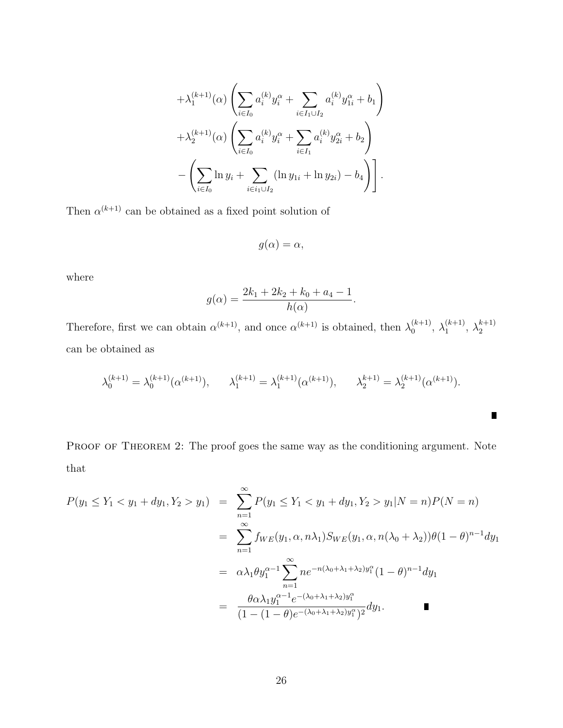$$
\begin{aligned}
&+\lambda_1^{(k+1)}(\alpha)\left(\sum_{i\in I_0} a_i^{(k)} y_i^{\alpha} + \sum_{i\in I_1\cup I_2} a_i^{(k)} y_{1i}^{\alpha} + b_1\right) \\
&+\lambda_2^{(k+1)}(\alpha)\left(\sum_{i\in I_0} a_i^{(k)} y_i^{\alpha} + \sum_{i\in I_1} a_i^{(k)} y_{2i}^{\alpha} + b_2\right) \\
&-\left(\sum_{i\in I_0} \ln y_i + \sum_{i\in i_1\cup I_2} (\ln y_{1i} + \ln y_{2i}) - b_4\right)\Bigg].
\end{aligned}
$$

Then $\alpha^{(k+1)}$ can be obtained as a fixed point solution of

$$
g(\alpha) = \alpha,
$$

where

$$
g(\alpha) = \frac{2k_1 + 2k_2 + k_0 + a_4 - 1}{h(\alpha)}.
$$

Therefore, first we can obtain $\alpha^{(k+1)}$, and once $\alpha^{(k+1)}$ is obtained, then $\lambda_0^{(k+1)}$, $\lambda_1^{(k+1)}$, $\lambda_2^{k+1)}$ can be obtained as

$$
\lambda_0^{(k+1)} = \lambda_0^{(k+1)}(\alpha^{(k+1)}), \qquad \lambda_1^{(k+1)} = \lambda_1^{(k+1)}(\alpha^{(k+1)}), \qquad \lambda_2^{k+1)} = \lambda_2^{(k+1)}(\alpha^{(k+1)}).
$$

■

Proof of Theorem 2: The proof goes the same way as the conditioning argument. Note that

$$
\begin{aligned}
P(y_1 \le Y_1 < y_1 + dy_1, Y_2 > y_1) &= \sum_{n=1}^{\infty} P(y_1 \le Y_1 < y_1 + dy_1, Y_2 > y_1 | N = n) P(N = n) \\
&= \sum_{n=1}^{\infty} f_{WE}(y_1, \alpha, n\lambda_1) S_{WE}(y_1, \alpha, n(\lambda_0 + \lambda_2)) \theta (1-\theta)^{n-1} dy_1 \\
&= \alpha \lambda_1 \theta y_1^{\alpha - 1} \sum_{n=1}^{\infty} n e^{-n(\lambda_0 + \lambda_1 + \lambda_2) y_1^{\alpha}} (1-\theta)^{n-1} dy_1 \\
&= \frac{\theta \alpha \lambda_1 y_1^{\alpha-1} e^{-(\lambda_0+\lambda_1+\lambda_2) y_1^{\alpha}}}{(1 - (1-\theta) e^{-(\lambda_0+\lambda_1+\lambda_2) y_1^{\alpha}})^2} dy_1.
\end{aligned}
$$

■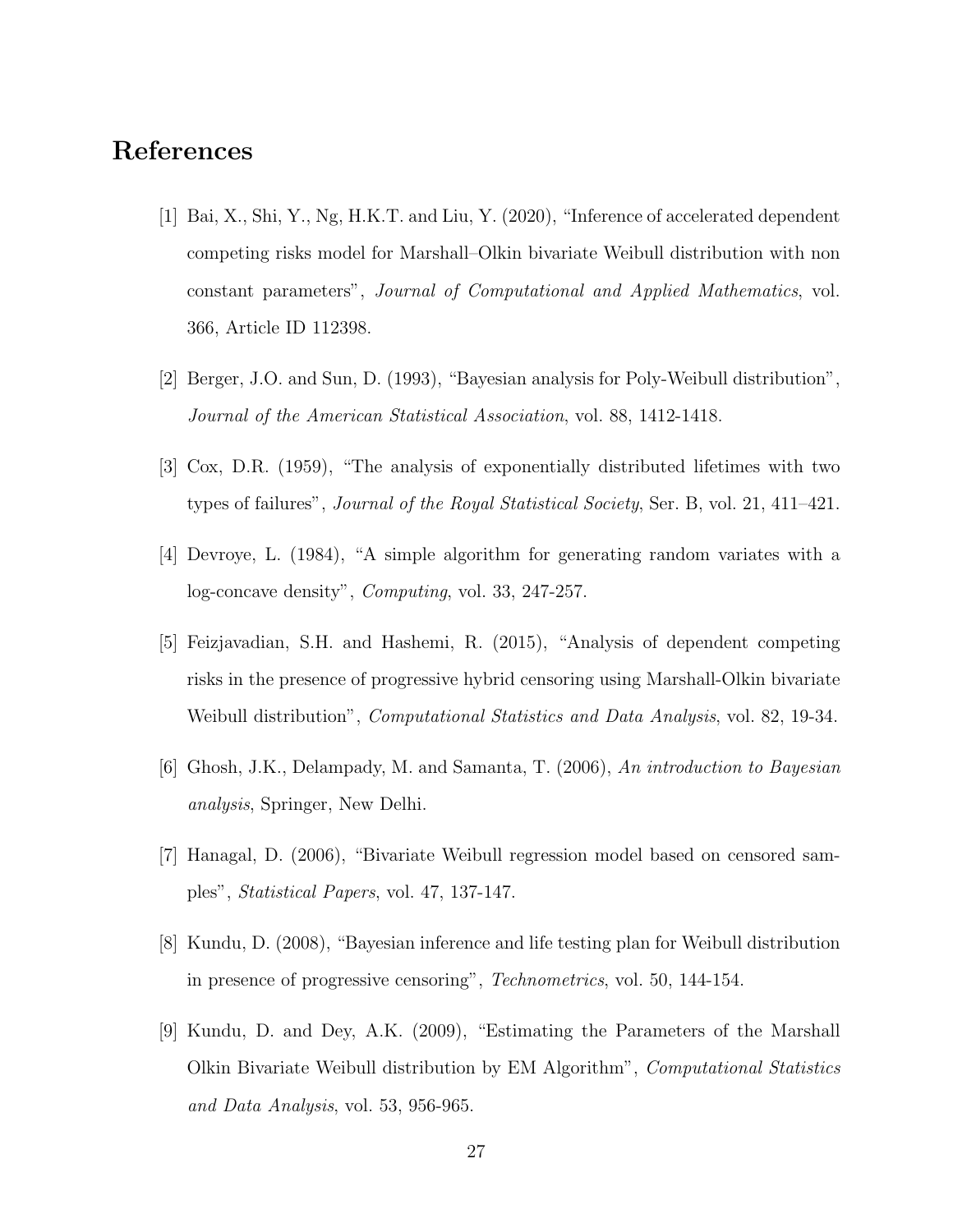# References

[1] Bai, X., Shi, Y., Ng, H.K.T. and Liu, Y. (2020), "Inference of accelerated dependent competing risks model for Marshall–Olkin bivariate Weibull distribution with non constant parameters", *Journal of Computational and Applied Mathematics*, vol. 366, Article ID 112398.

[2] Berger, J.O. and Sun, D. (1993), "Bayesian analysis for Poly-Weibull distribution", *Journal of the American Statistical Association*, vol. 88, 1412-1418.

[3] Cox, D.R. (1959), "The analysis of exponentially distributed lifetimes with two types of failures", *Journal of the Royal Statistical Society*, Ser. B, vol. 21, 411–421.

[4] Devroye, L. (1984), "A simple algorithm for generating random variates with a log-concave density", *Computing*, vol. 33, 247-257.

[5] Feizjavadian, S.H. and Hashemi, R. (2015), "Analysis of dependent competing risks in the presence of progressive hybrid censoring using Marshall-Olkin bivariate Weibull distribution", *Computational Statistics and Data Analysis*, vol. 82, 19-34.

[6] Ghosh, J.K., Delampady, M. and Samanta, T. (2006), *An introduction to Bayesian analysis*, Springer, New Delhi.

[7] Hanagal, D. (2006), "Bivariate Weibull regression model based on censored samples", *Statistical Papers*, vol. 47, 137-147.

[8] Kundu, D. (2008), "Bayesian inference and life testing plan for Weibull distribution in presence of progressive censoring", *Technometrics*, vol. 50, 144-154.

[9] Kundu, D. and Dey, A.K. (2009), "Estimating the Parameters of the Marshall Olkin Bivariate Weibull distribution by EM Algorithm", *Computational Statistics and Data Analysis*, vol. 53, 956-965.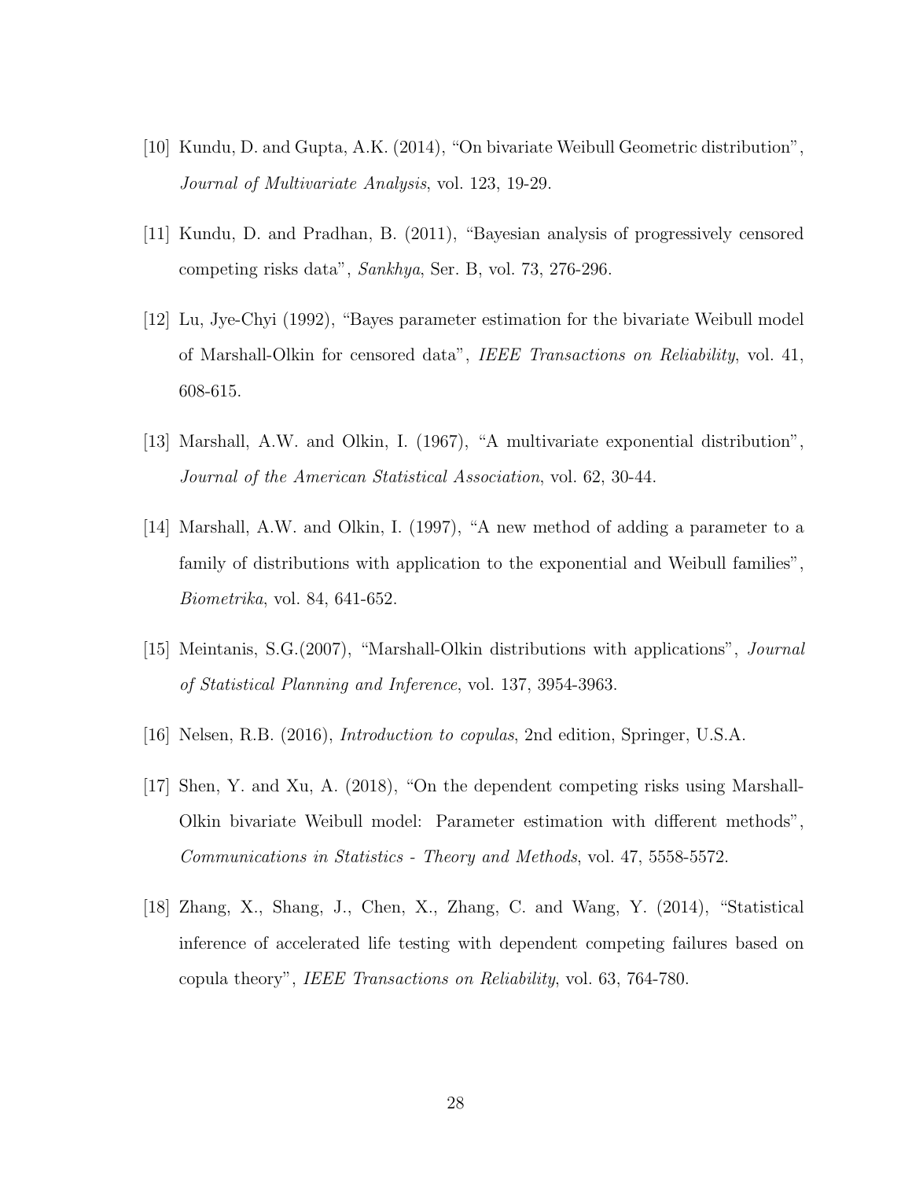[10] Kundu, D. and Gupta, A.K. (2014), "On bivariate Weibull Geometric distribution", *Journal of Multivariate Analysis*, vol. 123, 19-29.

[11] Kundu, D. and Pradhan, B. (2011), "Bayesian analysis of progressively censored competing risks data", *Sankhya*, Ser. B, vol. 73, 276-296.

[12] Lu, Jye-Chyi (1992), "Bayes parameter estimation for the bivariate Weibull model of Marshall-Olkin for censored data", *IEEE Transactions on Reliability*, vol. 41, 608-615.

[13] Marshall, A.W. and Olkin, I. (1967), "A multivariate exponential distribution", *Journal of the American Statistical Association*, vol. 62, 30-44.

[14] Marshall, A.W. and Olkin, I. (1997), "A new method of adding a parameter to a family of distributions with application to the exponential and Weibull families", *Biometrika*, vol. 84, 641-652.

[15] Meintanis, S.G.(2007), "Marshall-Olkin distributions with applications", *Journal of Statistical Planning and Inference*, vol. 137, 3954-3963.

[16] Nelsen, R.B. (2016), *Introduction to copulas*, 2nd edition, Springer, U.S.A.

[17] Shen, Y. and Xu, A. (2018), "On the dependent competing risks using Marshall-Olkin bivariate Weibull model: Parameter estimation with different methods", *Communications in Statistics - Theory and Methods*, vol. 47, 5558-5572.

[18] Zhang, X., Shang, J., Chen, X., Zhang, C. and Wang, Y. (2014), "Statistical inference of accelerated life testing with dependent competing failures based on copula theory", *IEEE Transactions on Reliability*, vol. 63, 764-780.